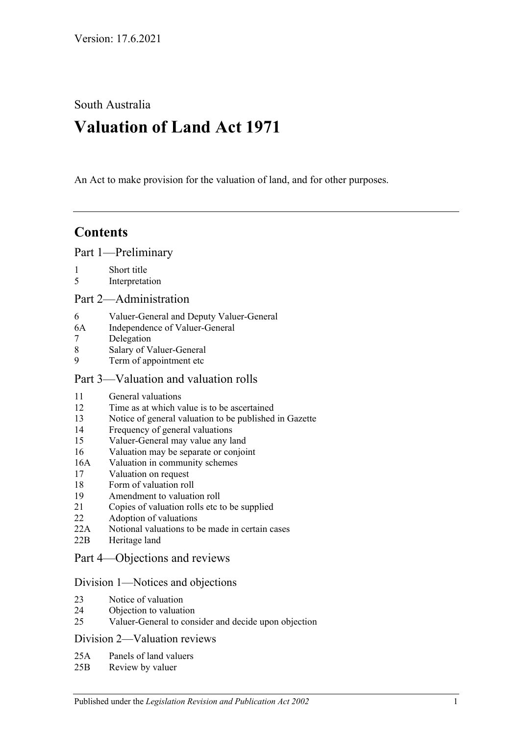Version: 17.6.2021

South Australia

# Valuation of Land Act 1971

An Act to make provision for the valuation of land, and for other purposes.

## Contents

### Part 1—Preliminary

1 Short title
5 Interpretation

### Part 2—Administration

6 Valuer-General and Deputy Valuer-General
6A Independence of Valuer-General
7 Delegation
8 Salary of Valuer-General
9 Term of appointment etc

### Part 3—Valuation and valuation rolls

11 General valuations
12 Time as at which value is to be ascertained
13 Notice of general valuation to be published in Gazette
14 Frequency of general valuations
15 Valuer-General may value any land
16 Valuation may be separate or conjoint
16A Valuation in community schemes
17 Valuation on request
18 Form of valuation roll
19 Amendment to valuation roll
21 Copies of valuation rolls etc to be supplied
22 Adoption of valuations
22A Notional valuations to be made in certain cases
22B Heritage land

### Part 4—Objections and reviews

#### Division 1—Notices and objections

23 Notice of valuation
24 Objection to valuation
25 Valuer-General to consider and decide upon objection

#### Division 2—Valuation reviews

25A Panels of land valuers
25B Review by valuer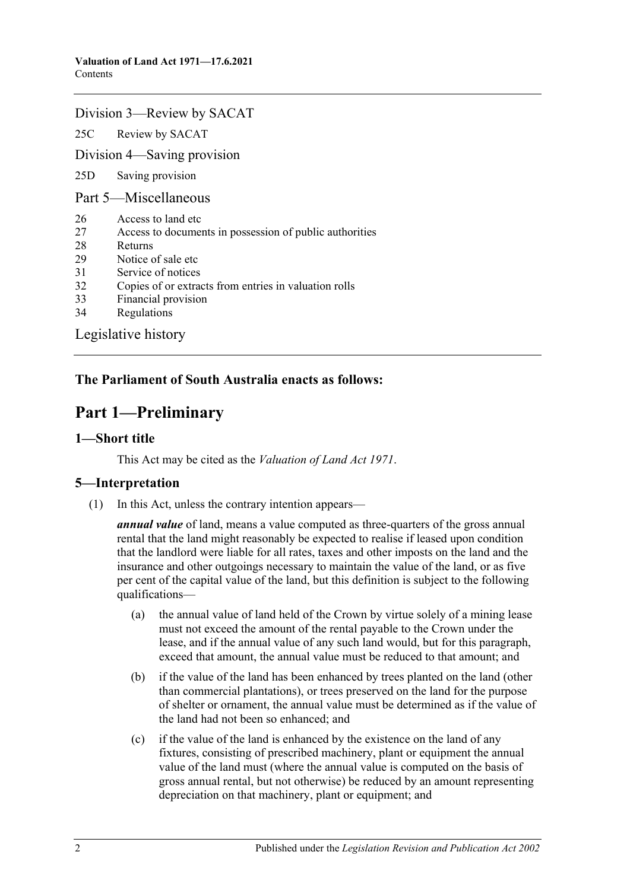Division 3—Review by SACAT

25C Review by SACAT

Division 4—Saving provision

25D Saving provision

Part 5—Miscellaneous

26 Access to land etc
27 Access to documents in possession of public authorities
28 Returns
29 Notice of sale etc
31 Service of notices
32 Copies of or extracts from entries in valuation rolls
33 Financial provision
34 Regulations

Legislative history

**The Parliament of South Australia enacts as follows:**

# Part 1—Preliminary

## 1—Short title

This Act may be cited as the *Valuation of Land Act 1971*.

## 5—Interpretation

(1) In this Act, unless the contrary intention appears—

***annual value*** of land, means a value computed as three-quarters of the gross annual rental that the land might reasonably be expected to realise if leased upon condition that the landlord were liable for all rates, taxes and other imposts on the land and the insurance and other outgoings necessary to maintain the value of the land, or as five per cent of the capital value of the land, but this definition is subject to the following qualifications—

(a) the annual value of land held of the Crown by virtue solely of a mining lease must not exceed the amount of the rental payable to the Crown under the lease, and if the annual value of any such land would, but for this paragraph, exceed that amount, the annual value must be reduced to that amount; and

(b) if the value of the land has been enhanced by trees planted on the land (other than commercial plantations), or trees preserved on the land for the purpose of shelter or ornament, the annual value must be determined as if the value of the land had not been so enhanced; and

(c) if the value of the land is enhanced by the existence on the land of any fixtures, consisting of prescribed machinery, plant or equipment the annual value of the land must (where the annual value is computed on the basis of gross annual rental, but not otherwise) be reduced by an amount representing depreciation on that machinery, plant or equipment; and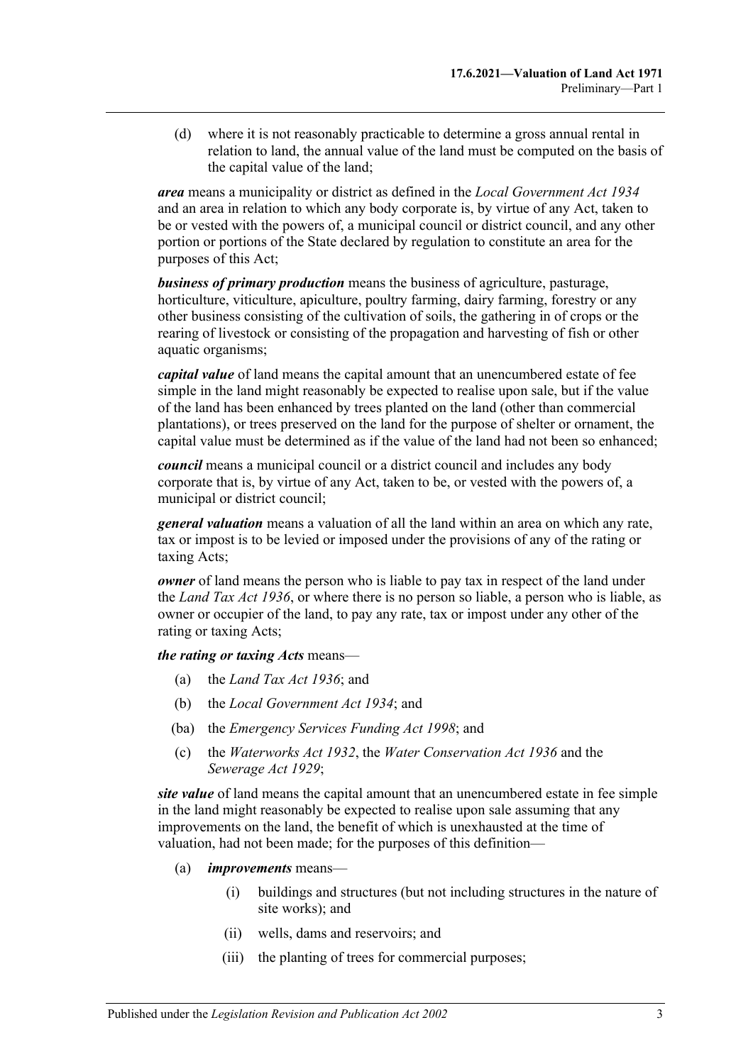(d) where it is not reasonably practicable to determine a gross annual rental in relation to land, the annual value of the land must be computed on the basis of the capital value of the land;

***area*** means a municipality or district as defined in the *Local Government Act 1934* and an area in relation to which any body corporate is, by virtue of any Act, taken to be or vested with the powers of, a municipal council or district council, and any other portion or portions of the State declared by regulation to constitute an area for the purposes of this Act;

***business of primary production*** means the business of agriculture, pasturage, horticulture, viticulture, apiculture, poultry farming, dairy farming, forestry or any other business consisting of the cultivation of soils, the gathering in of crops or the rearing of livestock or consisting of the propagation and harvesting of fish or other aquatic organisms;

***capital value*** of land means the capital amount that an unencumbered estate of fee simple in the land might reasonably be expected to realise upon sale, but if the value of the land has been enhanced by trees planted on the land (other than commercial plantations), or trees preserved on the land for the purpose of shelter or ornament, the capital value must be determined as if the value of the land had not been so enhanced;

***council*** means a municipal council or a district council and includes any body corporate that is, by virtue of any Act, taken to be, or vested with the powers of, a municipal or district council;

***general valuation*** means a valuation of all the land within an area on which any rate, tax or impost is to be levied or imposed under the provisions of any of the rating or taxing Acts;

***owner*** of land means the person who is liable to pay tax in respect of the land under the *Land Tax Act 1936*, or where there is no person so liable, a person who is liable, as owner or occupier of the land, to pay any rate, tax or impost under any other of the rating or taxing Acts;

***the rating or taxing Acts*** means—

(a) the *Land Tax Act 1936*; and

(b) the *Local Government Act 1934*; and

(ba) the *Emergency Services Funding Act 1998*; and

(c) the *Waterworks Act 1932*, the *Water Conservation Act 1936* and the *Sewerage Act 1929*;

***site value*** of land means the capital amount that an unencumbered estate in fee simple in the land might reasonably be expected to realise upon sale assuming that any improvements on the land, the benefit of which is unexhausted at the time of valuation, had not been made; for the purposes of this definition—

(a) ***improvements*** means—

(i) buildings and structures (but not including structures in the nature of site works); and

(ii) wells, dams and reservoirs; and

(iii) the planting of trees for commercial purposes;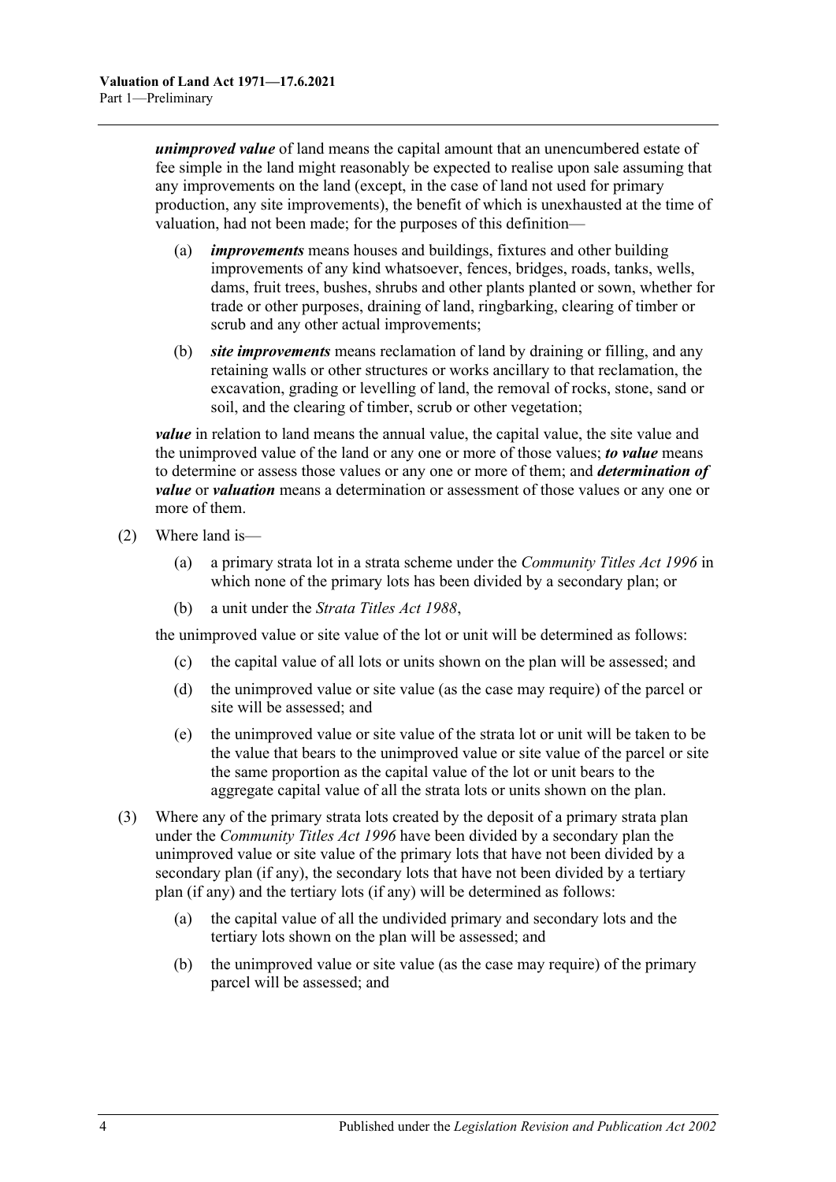***unimproved value*** of land means the capital amount that an unencumbered estate of fee simple in the land might reasonably be expected to realise upon sale assuming that any improvements on the land (except, in the case of land not used for primary production, any site improvements), the benefit of which is unexhausted at the time of valuation, had not been made; for the purposes of this definition—

(a) ***improvements*** means houses and buildings, fixtures and other building improvements of any kind whatsoever, fences, bridges, roads, tanks, wells, dams, fruit trees, bushes, shrubs and other plants planted or sown, whether for trade or other purposes, draining of land, ringbarking, clearing of timber or scrub and any other actual improvements;

(b) ***site improvements*** means reclamation of land by draining or filling, and any retaining walls or other structures or works ancillary to that reclamation, the excavation, grading or levelling of land, the removal of rocks, stone, sand or soil, and the clearing of timber, scrub or other vegetation;

***value*** in relation to land means the annual value, the capital value, the site value and the unimproved value of the land or any one or more of those values; ***to value*** means to determine or assess those values or any one or more of them; and ***determination of value*** or ***valuation*** means a determination or assessment of those values or any one or more of them.

(2) Where land is—

(a) a primary strata lot in a strata scheme under the *Community Titles Act 1996* in which none of the primary lots has been divided by a secondary plan; or

(b) a unit under the *Strata Titles Act 1988*,

the unimproved value or site value of the lot or unit will be determined as follows:

(c) the capital value of all lots or units shown on the plan will be assessed; and

(d) the unimproved value or site value (as the case may require) of the parcel or site will be assessed; and

(e) the unimproved value or site value of the strata lot or unit will be taken to be the value that bears to the unimproved value or site value of the parcel or site the same proportion as the capital value of the lot or unit bears to the aggregate capital value of all the strata lots or units shown on the plan.

(3) Where any of the primary strata lots created by the deposit of a primary strata plan under the *Community Titles Act 1996* have been divided by a secondary plan the unimproved value or site value of the primary lots that have not been divided by a secondary plan (if any), the secondary lots that have not been divided by a tertiary plan (if any) and the tertiary lots (if any) will be determined as follows:

(a) the capital value of all the undivided primary and secondary lots and the tertiary lots shown on the plan will be assessed; and

(b) the unimproved value or site value (as the case may require) of the primary parcel will be assessed; and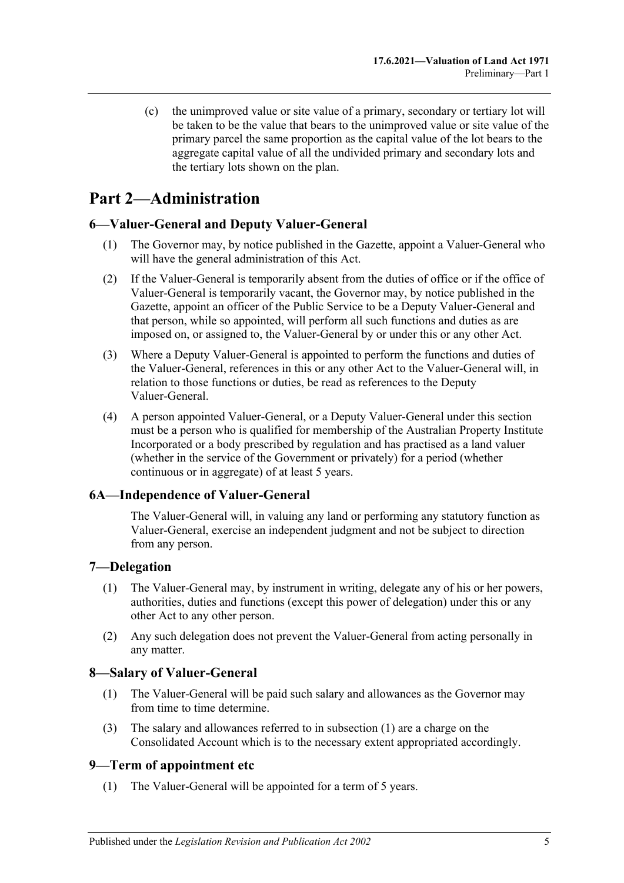(c) the unimproved value or site value of a primary, secondary or tertiary lot will be taken to be the value that bears to the unimproved value or site value of the primary parcel the same proportion as the capital value of the lot bears to the aggregate capital value of all the undivided primary and secondary lots and the tertiary lots shown on the plan.

# Part 2—Administration

## 6—Valuer-General and Deputy Valuer-General

(1) The Governor may, by notice published in the Gazette, appoint a Valuer-General who will have the general administration of this Act.

(2) If the Valuer-General is temporarily absent from the duties of office or if the office of Valuer-General is temporarily vacant, the Governor may, by notice published in the Gazette, appoint an officer of the Public Service to be a Deputy Valuer-General and that person, while so appointed, will perform all such functions and duties as are imposed on, or assigned to, the Valuer-General by or under this or any other Act.

(3) Where a Deputy Valuer-General is appointed to perform the functions and duties of the Valuer-General, references in this or any other Act to the Valuer-General will, in relation to those functions or duties, be read as references to the Deputy Valuer-General.

(4) A person appointed Valuer-General, or a Deputy Valuer-General under this section must be a person who is qualified for membership of the Australian Property Institute Incorporated or a body prescribed by regulation and has practised as a land valuer (whether in the service of the Government or privately) for a period (whether continuous or in aggregate) of at least 5 years.

## 6A—Independence of Valuer-General

The Valuer-General will, in valuing any land or performing any statutory function as Valuer-General, exercise an independent judgment and not be subject to direction from any person.

## 7—Delegation

(1) The Valuer-General may, by instrument in writing, delegate any of his or her powers, authorities, duties and functions (except this power of delegation) under this or any other Act to any other person.

(2) Any such delegation does not prevent the Valuer-General from acting personally in any matter.

## 8—Salary of Valuer-General

(1) The Valuer-General will be paid such salary and allowances as the Governor may from time to time determine.

(3) The salary and allowances referred to in subsection (1) are a charge on the Consolidated Account which is to the necessary extent appropriated accordingly.

## 9—Term of appointment etc

(1) The Valuer-General will be appointed for a term of 5 years.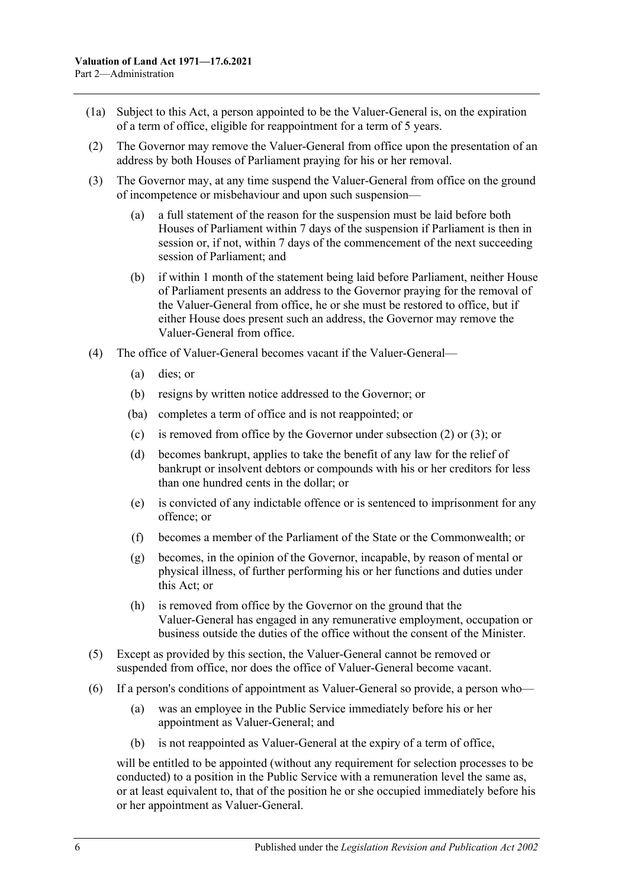(1a) Subject to this Act, a person appointed to be the Valuer-General is, on the expiration of a term of office, eligible for reappointment for a term of 5 years.

(2) The Governor may remove the Valuer-General from office upon the presentation of an address by both Houses of Parliament praying for his or her removal.

(3) The Governor may, at any time suspend the Valuer-General from office on the ground of incompetence or misbehaviour and upon such suspension—

(a) a full statement of the reason for the suspension must be laid before both Houses of Parliament within 7 days of the suspension if Parliament is then in session or, if not, within 7 days of the commencement of the next succeeding session of Parliament; and

(b) if within 1 month of the statement being laid before Parliament, neither House of Parliament presents an address to the Governor praying for the removal of the Valuer-General from office, he or she must be restored to office, but if either House does present such an address, the Governor may remove the Valuer-General from office.

(4) The office of Valuer-General becomes vacant if the Valuer-General—

(a) dies; or

(b) resigns by written notice addressed to the Governor; or

(ba) completes a term of office and is not reappointed; or

(c) is removed from office by the Governor under subsection (2) or (3); or

(d) becomes bankrupt, applies to take the benefit of any law for the relief of bankrupt or insolvent debtors or compounds with his or her creditors for less than one hundred cents in the dollar; or

(e) is convicted of any indictable offence or is sentenced to imprisonment for any offence; or

(f) becomes a member of the Parliament of the State or the Commonwealth; or

(g) becomes, in the opinion of the Governor, incapable, by reason of mental or physical illness, of further performing his or her functions and duties under this Act; or

(h) is removed from office by the Governor on the ground that the Valuer-General has engaged in any remunerative employment, occupation or business outside the duties of the office without the consent of the Minister.

(5) Except as provided by this section, the Valuer-General cannot be removed or suspended from office, nor does the office of Valuer-General become vacant.

(6) If a person's conditions of appointment as Valuer-General so provide, a person who—

(a) was an employee in the Public Service immediately before his or her appointment as Valuer-General; and

(b) is not reappointed as Valuer-General at the expiry of a term of office,

will be entitled to be appointed (without any requirement for selection processes to be conducted) to a position in the Public Service with a remuneration level the same as, or at least equivalent to, that of the position he or she occupied immediately before his or her appointment as Valuer-General.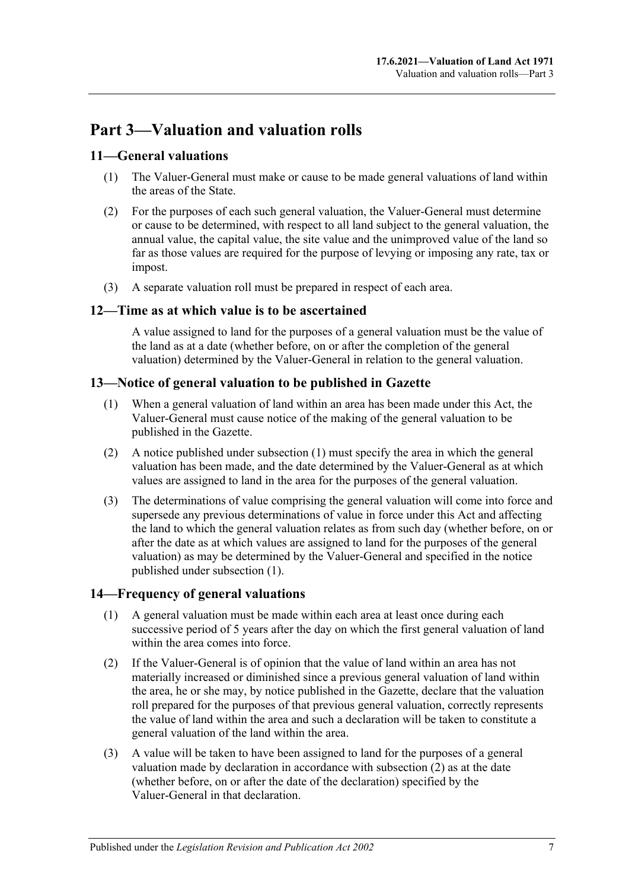# Part 3—Valuation and valuation rolls

## 11—General valuations

(1) The Valuer-General must make or cause to be made general valuations of land within the areas of the State.

(2) For the purposes of each such general valuation, the Valuer-General must determine or cause to be determined, with respect to all land subject to the general valuation, the annual value, the capital value, the site value and the unimproved value of the land so far as those values are required for the purpose of levying or imposing any rate, tax or impost.

(3) A separate valuation roll must be prepared in respect of each area.

## 12—Time as at which value is to be ascertained

A value assigned to land for the purposes of a general valuation must be the value of the land as at a date (whether before, on or after the completion of the general valuation) determined by the Valuer-General in relation to the general valuation.

## 13—Notice of general valuation to be published in Gazette

(1) When a general valuation of land within an area has been made under this Act, the Valuer-General must cause notice of the making of the general valuation to be published in the Gazette.

(2) A notice published under subsection (1) must specify the area in which the general valuation has been made, and the date determined by the Valuer-General as at which values are assigned to land in the area for the purposes of the general valuation.

(3) The determinations of value comprising the general valuation will come into force and supersede any previous determinations of value in force under this Act and affecting the land to which the general valuation relates as from such day (whether before, on or after the date as at which values are assigned to land for the purposes of the general valuation) as may be determined by the Valuer-General and specified in the notice published under subsection (1).

## 14—Frequency of general valuations

(1) A general valuation must be made within each area at least once during each successive period of 5 years after the day on which the first general valuation of land within the area comes into force.

(2) If the Valuer-General is of opinion that the value of land within an area has not materially increased or diminished since a previous general valuation of land within the area, he or she may, by notice published in the Gazette, declare that the valuation roll prepared for the purposes of that previous general valuation, correctly represents the value of land within the area and such a declaration will be taken to constitute a general valuation of the land within the area.

(3) A value will be taken to have been assigned to land for the purposes of a general valuation made by declaration in accordance with subsection (2) as at the date (whether before, on or after the date of the declaration) specified by the Valuer-General in that declaration.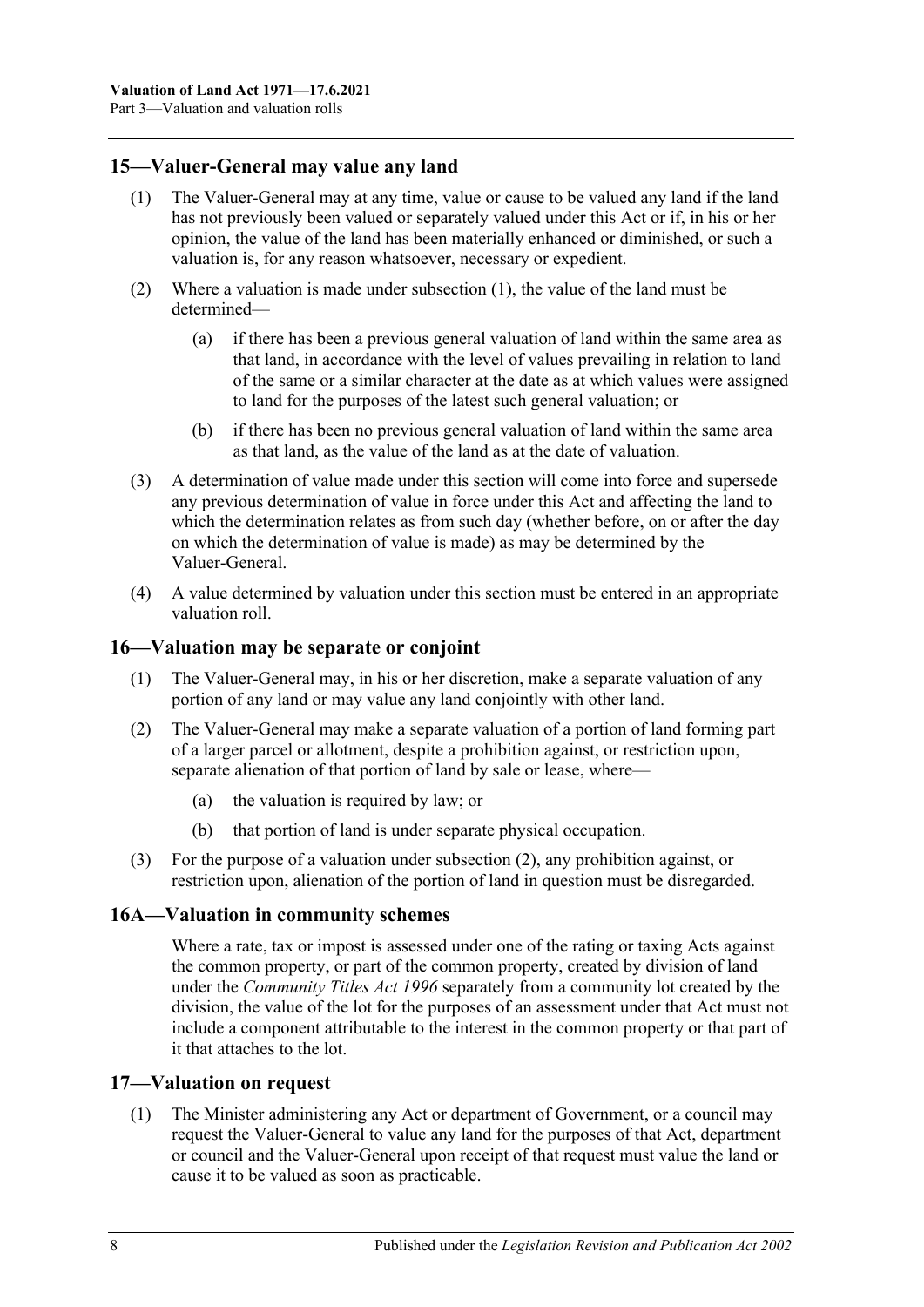## 15—Valuer-General may value any land

(1) The Valuer-General may at any time, value or cause to be valued any land if the land has not previously been valued or separately valued under this Act or if, in his or her opinion, the value of the land has been materially enhanced or diminished, or such a valuation is, for any reason whatsoever, necessary or expedient.

(2) Where a valuation is made under subsection (1), the value of the land must be determined—

(a) if there has been a previous general valuation of land within the same area as that land, in accordance with the level of values prevailing in relation to land of the same or a similar character at the date as at which values were assigned to land for the purposes of the latest such general valuation; or

(b) if there has been no previous general valuation of land within the same area as that land, as the value of the land as at the date of valuation.

(3) A determination of value made under this section will come into force and supersede any previous determination of value in force under this Act and affecting the land to which the determination relates as from such day (whether before, on or after the day on which the determination of value is made) as may be determined by the Valuer-General.

(4) A value determined by valuation under this section must be entered in an appropriate valuation roll.

## 16—Valuation may be separate or conjoint

(1) The Valuer-General may, in his or her discretion, make a separate valuation of any portion of any land or may value any land conjointly with other land.

(2) The Valuer-General may make a separate valuation of a portion of land forming part of a larger parcel or allotment, despite a prohibition against, or restriction upon, separate alienation of that portion of land by sale or lease, where—

(a) the valuation is required by law; or

(b) that portion of land is under separate physical occupation.

(3) For the purpose of a valuation under subsection (2), any prohibition against, or restriction upon, alienation of the portion of land in question must be disregarded.

## 16A—Valuation in community schemes

Where a rate, tax or impost is assessed under one of the rating or taxing Acts against the common property, or part of the common property, created by division of land under the *Community Titles Act 1996* separately from a community lot created by the division, the value of the lot for the purposes of an assessment under that Act must not include a component attributable to the interest in the common property or that part of it that attaches to the lot.

## 17—Valuation on request

(1) The Minister administering any Act or department of Government, or a council may request the Valuer-General to value any land for the purposes of that Act, department or council and the Valuer-General upon receipt of that request must value the land or cause it to be valued as soon as practicable.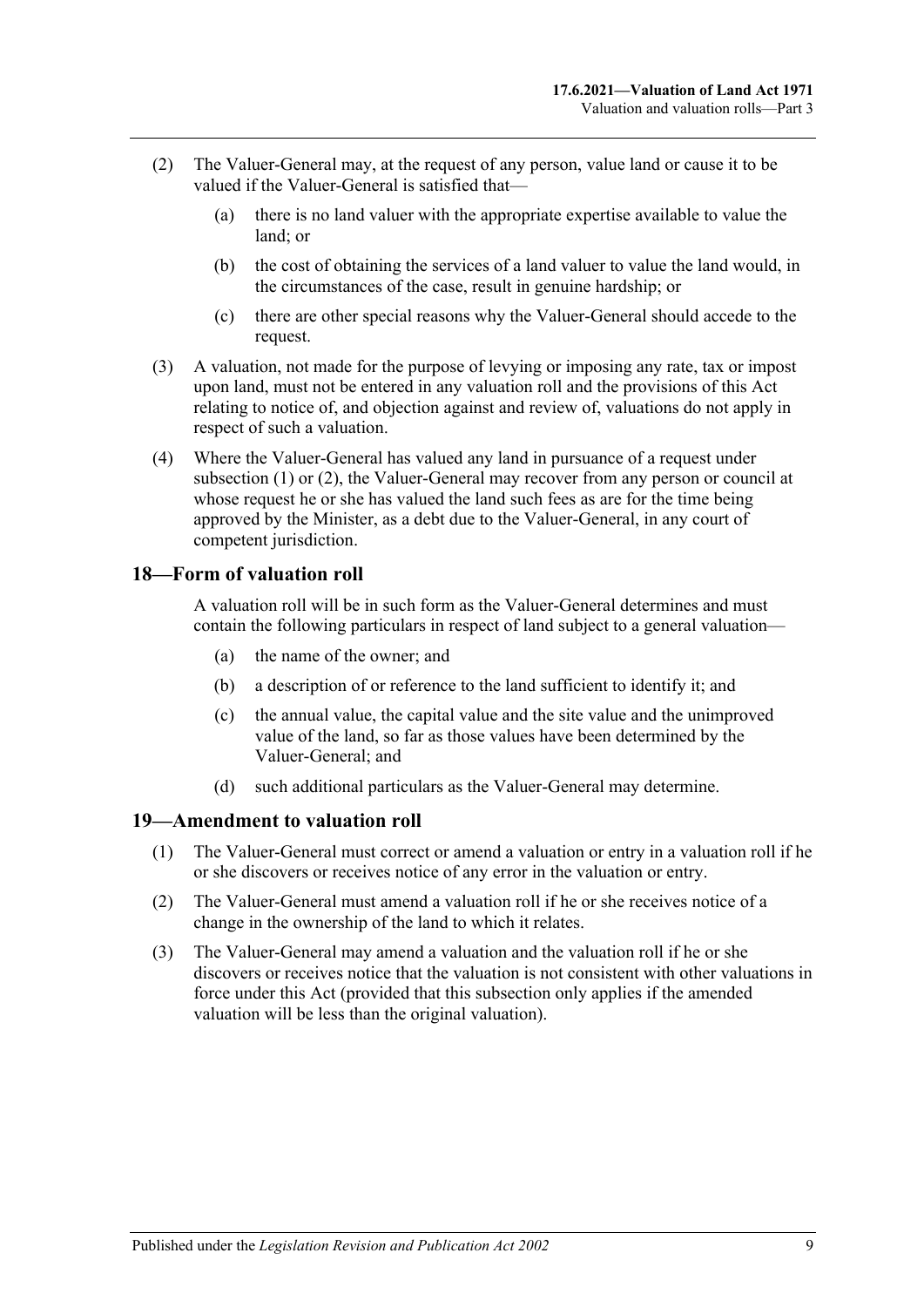(2) The Valuer-General may, at the request of any person, value land or cause it to be valued if the Valuer-General is satisfied that—

(a) there is no land valuer with the appropriate expertise available to value the land; or

(b) the cost of obtaining the services of a land valuer to value the land would, in the circumstances of the case, result in genuine hardship; or

(c) there are other special reasons why the Valuer-General should accede to the request.

(3) A valuation, not made for the purpose of levying or imposing any rate, tax or impost upon land, must not be entered in any valuation roll and the provisions of this Act relating to notice of, and objection against and review of, valuations do not apply in respect of such a valuation.

(4) Where the Valuer-General has valued any land in pursuance of a request under subsection (1) or (2), the Valuer-General may recover from any person or council at whose request he or she has valued the land such fees as are for the time being approved by the Minister, as a debt due to the Valuer-General, in any court of competent jurisdiction.

## 18—Form of valuation roll

A valuation roll will be in such form as the Valuer-General determines and must contain the following particulars in respect of land subject to a general valuation—

(a) the name of the owner; and

(b) a description of or reference to the land sufficient to identify it; and

(c) the annual value, the capital value and the site value and the unimproved value of the land, so far as those values have been determined by the Valuer-General; and

(d) such additional particulars as the Valuer-General may determine.

## 19—Amendment to valuation roll

(1) The Valuer-General must correct or amend a valuation or entry in a valuation roll if he or she discovers or receives notice of any error in the valuation or entry.

(2) The Valuer-General must amend a valuation roll if he or she receives notice of a change in the ownership of the land to which it relates.

(3) The Valuer-General may amend a valuation and the valuation roll if he or she discovers or receives notice that the valuation is not consistent with other valuations in force under this Act (provided that this subsection only applies if the amended valuation will be less than the original valuation).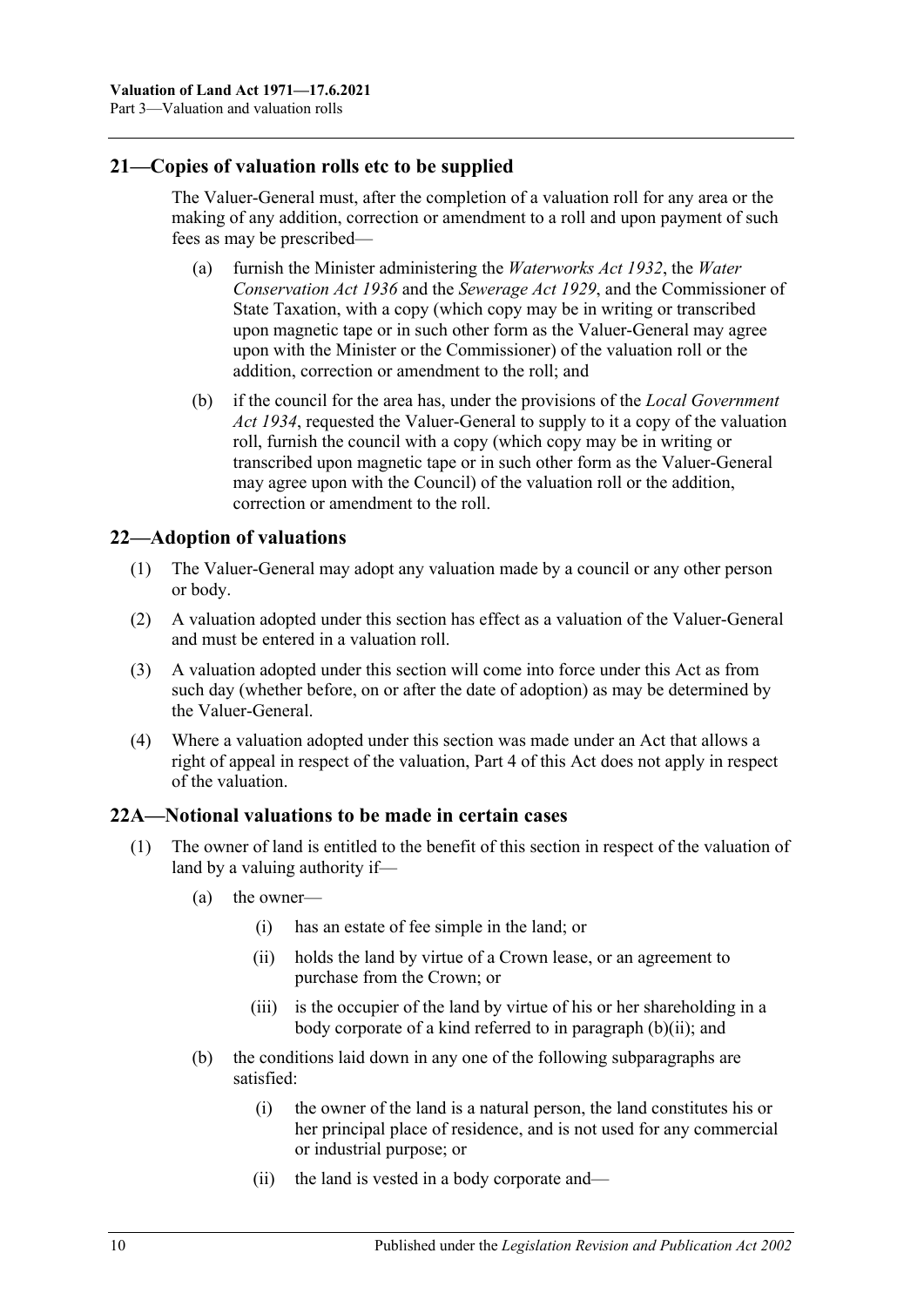## 21—Copies of valuation rolls etc to be supplied

The Valuer-General must, after the completion of a valuation roll for any area or the making of any addition, correction or amendment to a roll and upon payment of such fees as may be prescribed—

(a) furnish the Minister administering the *Waterworks Act 1932*, the *Water Conservation Act 1936* and the *Sewerage Act 1929*, and the Commissioner of State Taxation, with a copy (which copy may be in writing or transcribed upon magnetic tape or in such other form as the Valuer-General may agree upon with the Minister or the Commissioner) of the valuation roll or the addition, correction or amendment to the roll; and

(b) if the council for the area has, under the provisions of the *Local Government Act 1934*, requested the Valuer-General to supply to it a copy of the valuation roll, furnish the council with a copy (which copy may be in writing or transcribed upon magnetic tape or in such other form as the Valuer-General may agree upon with the Council) of the valuation roll or the addition, correction or amendment to the roll.

## 22—Adoption of valuations

(1) The Valuer-General may adopt any valuation made by a council or any other person or body.

(2) A valuation adopted under this section has effect as a valuation of the Valuer-General and must be entered in a valuation roll.

(3) A valuation adopted under this section will come into force under this Act as from such day (whether before, on or after the date of adoption) as may be determined by the Valuer-General.

(4) Where a valuation adopted under this section was made under an Act that allows a right of appeal in respect of the valuation, Part 4 of this Act does not apply in respect of the valuation.

## 22A—Notional valuations to be made in certain cases

(1) The owner of land is entitled to the benefit of this section in respect of the valuation of land by a valuing authority if—

(a) the owner—

(i) has an estate of fee simple in the land; or

(ii) holds the land by virtue of a Crown lease, or an agreement to purchase from the Crown; or

(iii) is the occupier of the land by virtue of his or her shareholding in a body corporate of a kind referred to in paragraph (b)(ii); and

(b) the conditions laid down in any one of the following subparagraphs are satisfied:

(i) the owner of the land is a natural person, the land constitutes his or her principal place of residence, and is not used for any commercial or industrial purpose; or

(ii) the land is vested in a body corporate and—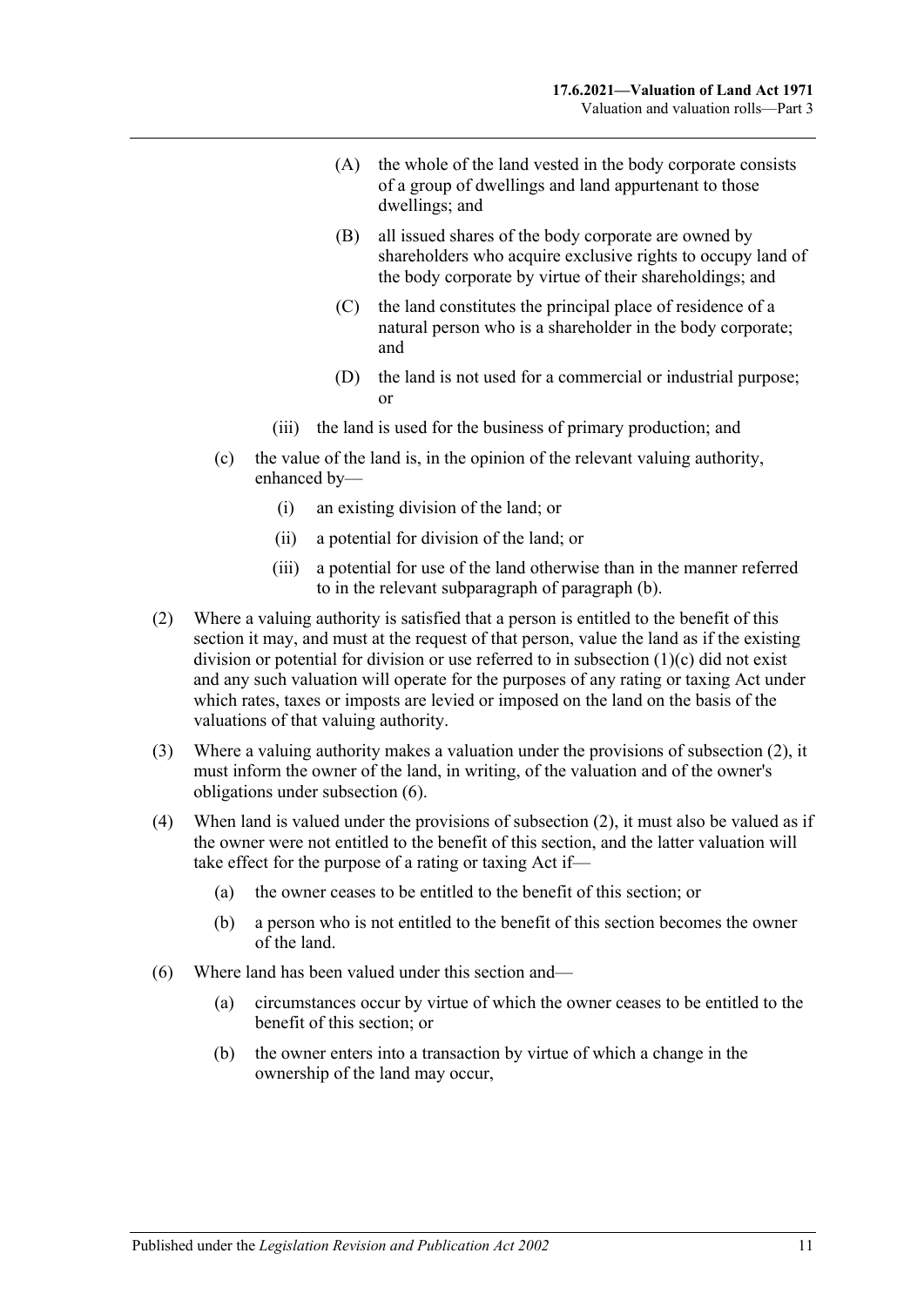(A) the whole of the land vested in the body corporate consists of a group of dwellings and land appurtenant to those dwellings; and

(B) all issued shares of the body corporate are owned by shareholders who acquire exclusive rights to occupy land of the body corporate by virtue of their shareholdings; and

(C) the land constitutes the principal place of residence of a natural person who is a shareholder in the body corporate; and

(D) the land is not used for a commercial or industrial purpose; or

(iii) the land is used for the business of primary production; and

(c) the value of the land is, in the opinion of the relevant valuing authority, enhanced by—

(i) an existing division of the land; or

(ii) a potential for division of the land; or

(iii) a potential for use of the land otherwise than in the manner referred to in the relevant subparagraph of paragraph (b).

(2) Where a valuing authority is satisfied that a person is entitled to the benefit of this section it may, and must at the request of that person, value the land as if the existing division or potential for division or use referred to in subsection (1)(c) did not exist and any such valuation will operate for the purposes of any rating or taxing Act under which rates, taxes or imposts are levied or imposed on the land on the basis of the valuations of that valuing authority.

(3) Where a valuing authority makes a valuation under the provisions of subsection (2), it must inform the owner of the land, in writing, of the valuation and of the owner's obligations under subsection (6).

(4) When land is valued under the provisions of subsection (2), it must also be valued as if the owner were not entitled to the benefit of this section, and the latter valuation will take effect for the purpose of a rating or taxing Act if—

(a) the owner ceases to be entitled to the benefit of this section; or

(b) a person who is not entitled to the benefit of this section becomes the owner of the land.

(6) Where land has been valued under this section and—

(a) circumstances occur by virtue of which the owner ceases to be entitled to the benefit of this section; or

(b) the owner enters into a transaction by virtue of which a change in the ownership of the land may occur,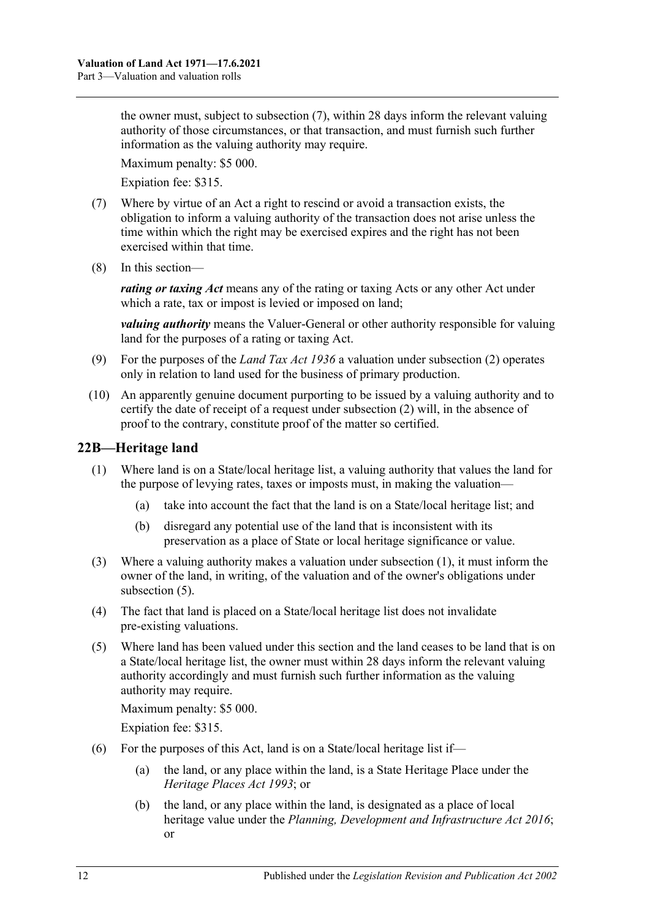the owner must, subject to subsection (7), within 28 days inform the relevant valuing authority of those circumstances, or that transaction, and must furnish such further information as the valuing authority may require.

Maximum penalty: $5 000.

Expiation fee: $315.

(7) Where by virtue of an Act a right to rescind or avoid a transaction exists, the obligation to inform a valuing authority of the transaction does not arise unless the time within which the right may be exercised expires and the right has not been exercised within that time.

(8) In this section—

***rating or taxing Act*** means any of the rating or taxing Acts or any other Act under which a rate, tax or impost is levied or imposed on land;

***valuing authority*** means the Valuer-General or other authority responsible for valuing land for the purposes of a rating or taxing Act.

(9) For the purposes of the *Land Tax Act 1936* a valuation under subsection (2) operates only in relation to land used for the business of primary production.

(10) An apparently genuine document purporting to be issued by a valuing authority and to certify the date of receipt of a request under subsection (2) will, in the absence of proof to the contrary, constitute proof of the matter so certified.

## 22B—Heritage land

(1) Where land is on a State/local heritage list, a valuing authority that values the land for the purpose of levying rates, taxes or imposts must, in making the valuation—

(a) take into account the fact that the land is on a State/local heritage list; and

(b) disregard any potential use of the land that is inconsistent with its preservation as a place of State or local heritage significance or value.

(3) Where a valuing authority makes a valuation under subsection (1), it must inform the owner of the land, in writing, of the valuation and of the owner's obligations under subsection (5).

(4) The fact that land is placed on a State/local heritage list does not invalidate pre-existing valuations.

(5) Where land has been valued under this section and the land ceases to be land that is on a State/local heritage list, the owner must within 28 days inform the relevant valuing authority accordingly and must furnish such further information as the valuing authority may require.

Maximum penalty: $5 000.

Expiation fee: $315.

(6) For the purposes of this Act, land is on a State/local heritage list if—

(a) the land, or any place within the land, is a State Heritage Place under the *Heritage Places Act 1993*; or

(b) the land, or any place within the land, is designated as a place of local heritage value under the *Planning, Development and Infrastructure Act 2016*; or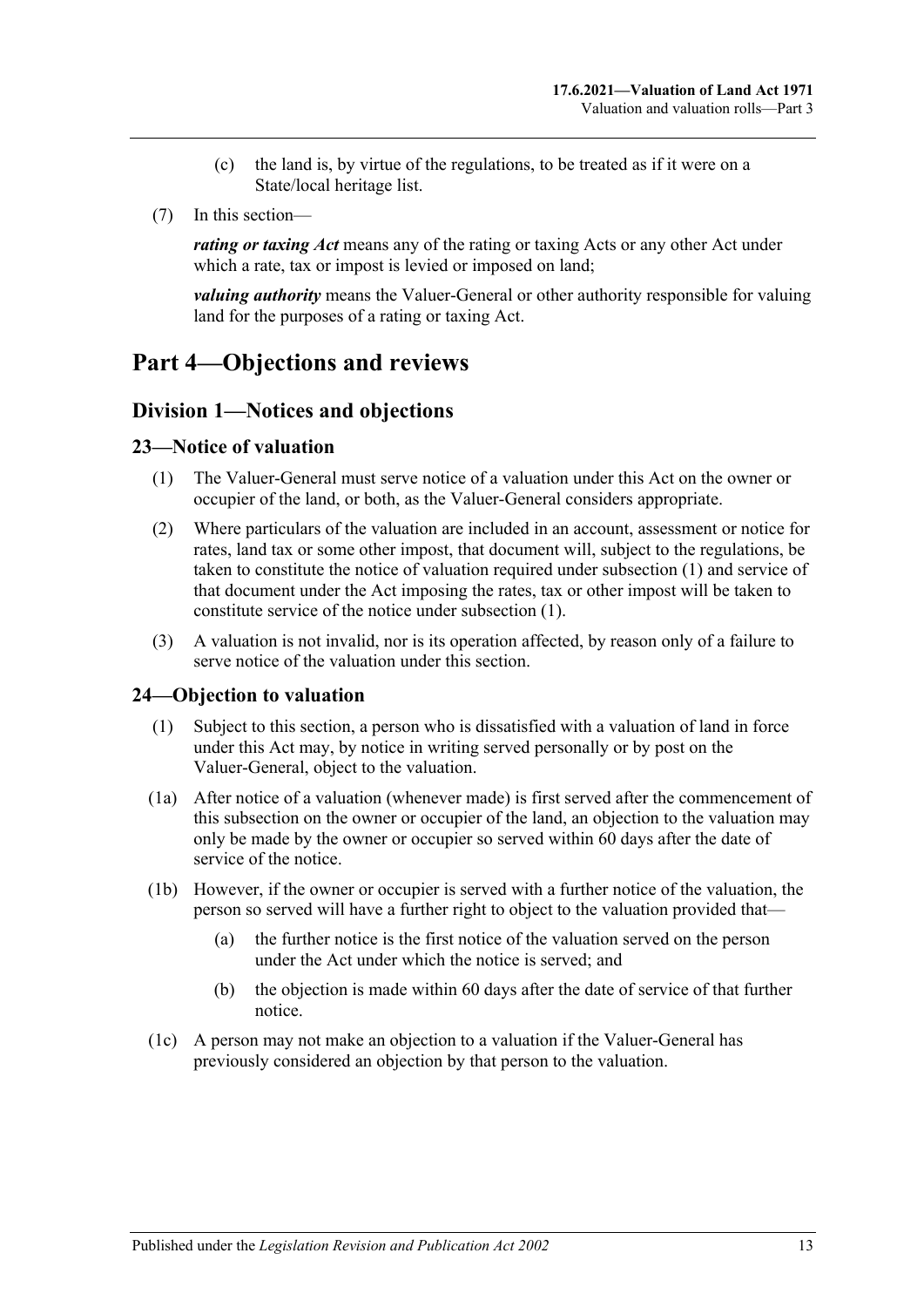(c) the land is, by virtue of the regulations, to be treated as if it were on a State/local heritage list.

(7) In this section—

***rating or taxing Act*** means any of the rating or taxing Acts or any other Act under which a rate, tax or impost is levied or imposed on land;

***valuing authority*** means the Valuer-General or other authority responsible for valuing land for the purposes of a rating or taxing Act.

# Part 4—Objections and reviews

## Division 1—Notices and objections

### 23—Notice of valuation

(1) The Valuer-General must serve notice of a valuation under this Act on the owner or occupier of the land, or both, as the Valuer-General considers appropriate.

(2) Where particulars of the valuation are included in an account, assessment or notice for rates, land tax or some other impost, that document will, subject to the regulations, be taken to constitute the notice of valuation required under subsection (1) and service of that document under the Act imposing the rates, tax or other impost will be taken to constitute service of the notice under subsection (1).

(3) A valuation is not invalid, nor is its operation affected, by reason only of a failure to serve notice of the valuation under this section.

### 24—Objection to valuation

(1) Subject to this section, a person who is dissatisfied with a valuation of land in force under this Act may, by notice in writing served personally or by post on the Valuer-General, object to the valuation.

(1a) After notice of a valuation (whenever made) is first served after the commencement of this subsection on the owner or occupier of the land, an objection to the valuation may only be made by the owner or occupier so served within 60 days after the date of service of the notice.

(1b) However, if the owner or occupier is served with a further notice of the valuation, the person so served will have a further right to object to the valuation provided that—

(a) the further notice is the first notice of the valuation served on the person under the Act under which the notice is served; and

(b) the objection is made within 60 days after the date of service of that further notice.

(1c) A person may not make an objection to a valuation if the Valuer-General has previously considered an objection by that person to the valuation.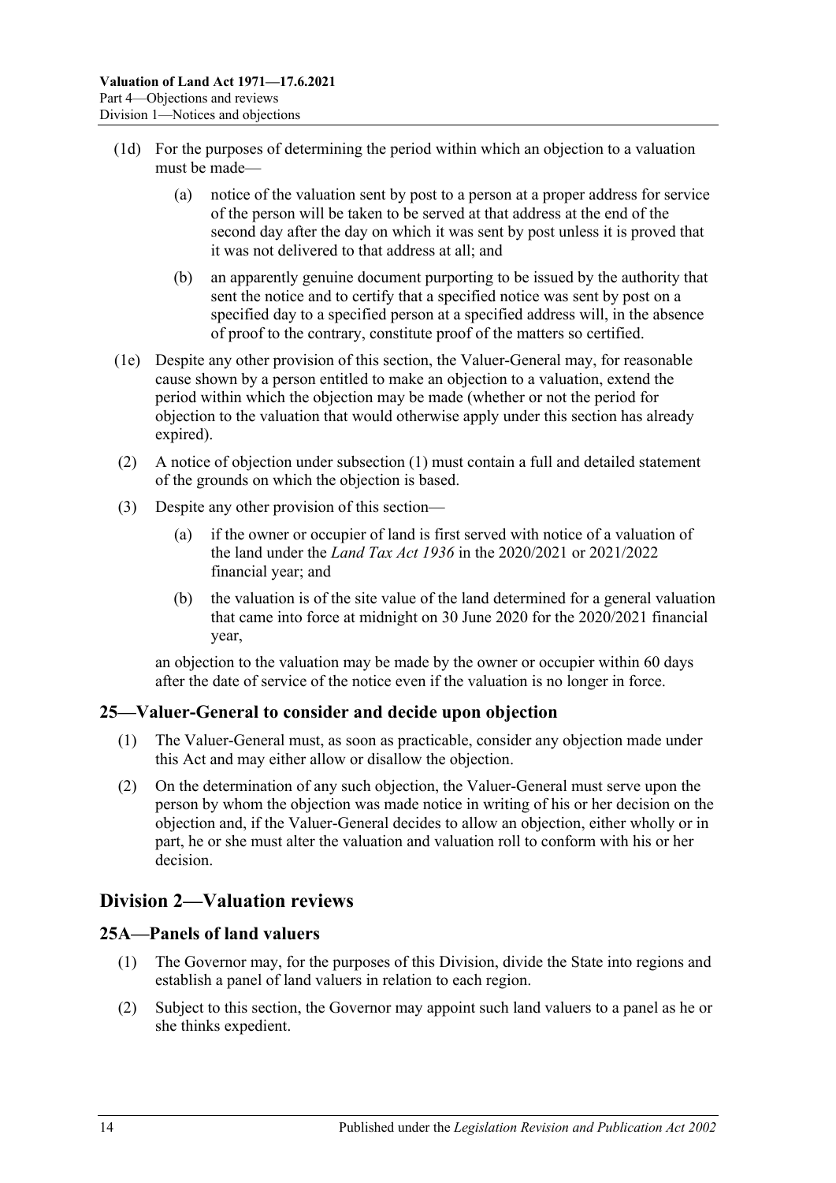(1d) For the purposes of determining the period within which an objection to a valuation must be made—

(a) notice of the valuation sent by post to a person at a proper address for service of the person will be taken to be served at that address at the end of the second day after the day on which it was sent by post unless it is proved that it was not delivered to that address at all; and

(b) an apparently genuine document purporting to be issued by the authority that sent the notice and to certify that a specified notice was sent by post on a specified day to a specified person at a specified address will, in the absence of proof to the contrary, constitute proof of the matters so certified.

(1e) Despite any other provision of this section, the Valuer-General may, for reasonable cause shown by a person entitled to make an objection to a valuation, extend the period within which the objection may be made (whether or not the period for objection to the valuation that would otherwise apply under this section has already expired).

(2) A notice of objection under subsection (1) must contain a full and detailed statement of the grounds on which the objection is based.

(3) Despite any other provision of this section—

(a) if the owner or occupier of land is first served with notice of a valuation of the land under the *Land Tax Act 1936* in the 2020/2021 or 2021/2022 financial year; and

(b) the valuation is of the site value of the land determined for a general valuation that came into force at midnight on 30 June 2020 for the 2020/2021 financial year,

an objection to the valuation may be made by the owner or occupier within 60 days after the date of service of the notice even if the valuation is no longer in force.

### 25—Valuer-General to consider and decide upon objection

(1) The Valuer-General must, as soon as practicable, consider any objection made under this Act and may either allow or disallow the objection.

(2) On the determination of any such objection, the Valuer-General must serve upon the person by whom the objection was made notice in writing of his or her decision on the objection and, if the Valuer-General decides to allow an objection, either wholly or in part, he or she must alter the valuation and valuation roll to conform with his or her decision.

## Division 2—Valuation reviews

### 25A—Panels of land valuers

(1) The Governor may, for the purposes of this Division, divide the State into regions and establish a panel of land valuers in relation to each region.

(2) Subject to this section, the Governor may appoint such land valuers to a panel as he or she thinks expedient.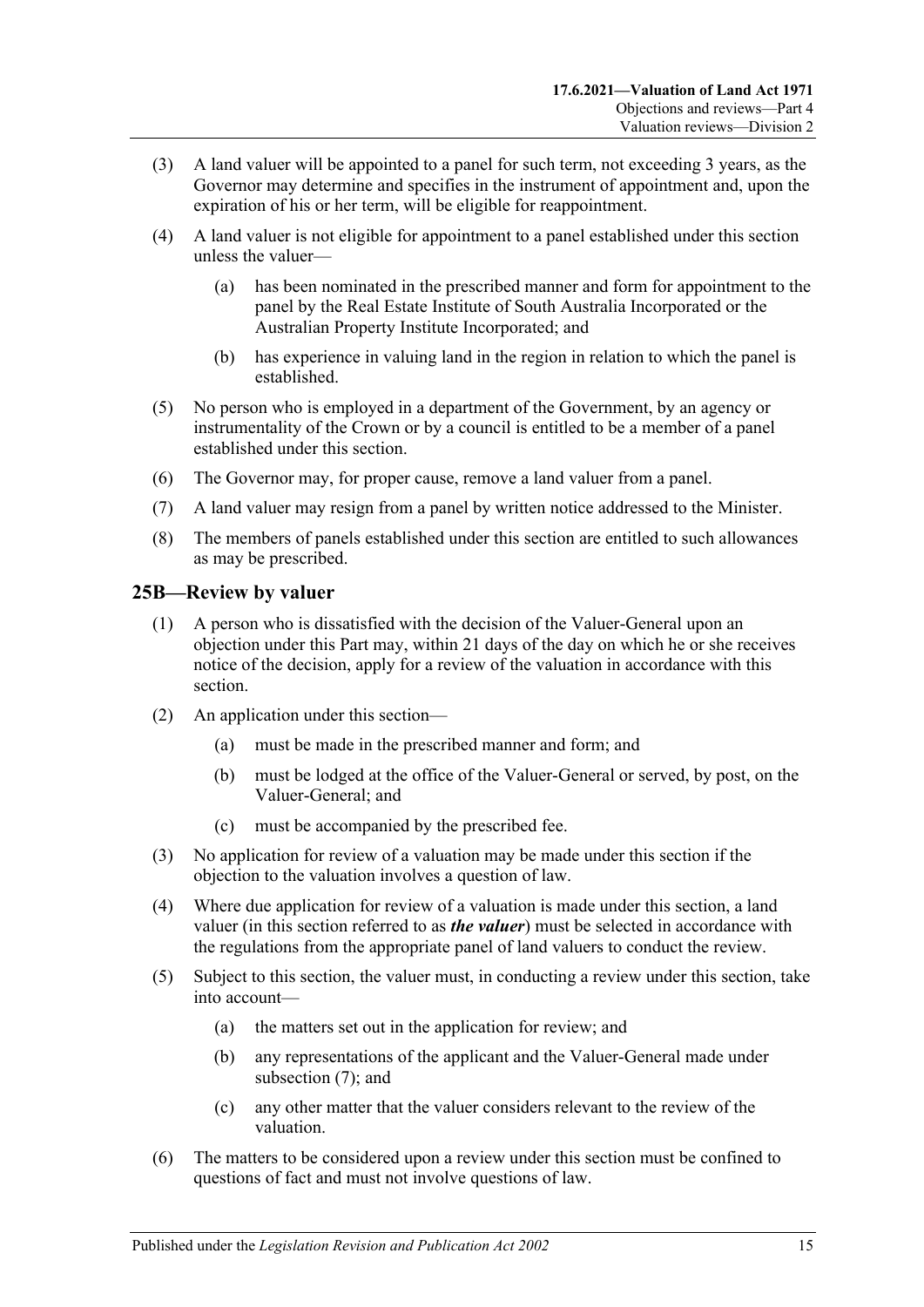(3) A land valuer will be appointed to a panel for such term, not exceeding 3 years, as the Governor may determine and specifies in the instrument of appointment and, upon the expiration of his or her term, will be eligible for reappointment.

(4) A land valuer is not eligible for appointment to a panel established under this section unless the valuer—

  (a) has been nominated in the prescribed manner and form for appointment to the panel by the Real Estate Institute of South Australia Incorporated or the Australian Property Institute Incorporated; and

  (b) has experience in valuing land in the region in relation to which the panel is established.

(5) No person who is employed in a department of the Government, by an agency or instrumentality of the Crown or by a council is entitled to be a member of a panel established under this section.

(6) The Governor may, for proper cause, remove a land valuer from a panel.

(7) A land valuer may resign from a panel by written notice addressed to the Minister.

(8) The members of panels established under this section are entitled to such allowances as may be prescribed.

## 25B—Review by valuer

(1) A person who is dissatisfied with the decision of the Valuer-General upon an objection under this Part may, within 21 days of the day on which he or she receives notice of the decision, apply for a review of the valuation in accordance with this section.

(2) An application under this section—

  (a) must be made in the prescribed manner and form; and

  (b) must be lodged at the office of the Valuer-General or served, by post, on the Valuer-General; and

  (c) must be accompanied by the prescribed fee.

(3) No application for review of a valuation may be made under this section if the objection to the valuation involves a question of law.

(4) Where due application for review of a valuation is made under this section, a land valuer (in this section referred to as ***the valuer***) must be selected in accordance with the regulations from the appropriate panel of land valuers to conduct the review.

(5) Subject to this section, the valuer must, in conducting a review under this section, take into account—

  (a) the matters set out in the application for review; and

  (b) any representations of the applicant and the Valuer-General made under subsection (7); and

  (c) any other matter that the valuer considers relevant to the review of the valuation.

(6) The matters to be considered upon a review under this section must be confined to questions of fact and must not involve questions of law.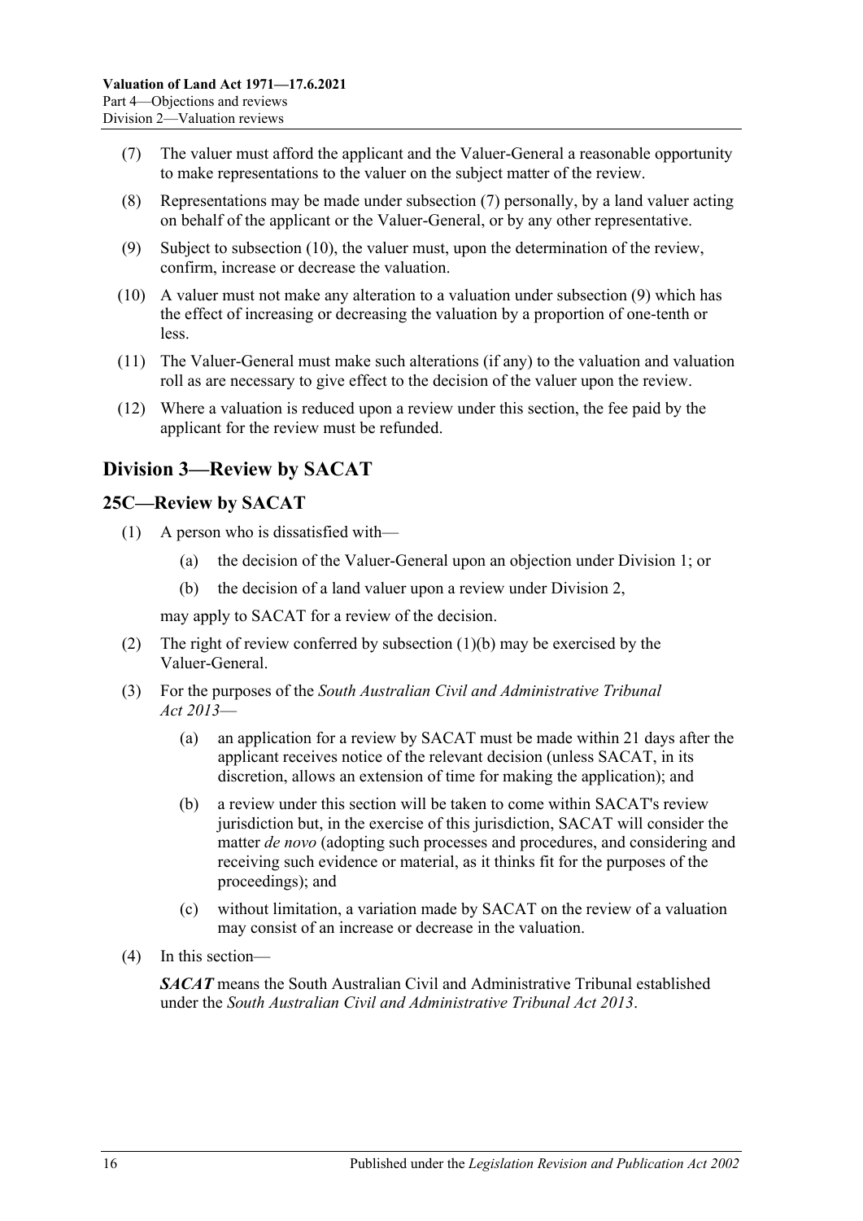(7) The valuer must afford the applicant and the Valuer-General a reasonable opportunity to make representations to the valuer on the subject matter of the review.

(8) Representations may be made under subsection (7) personally, by a land valuer acting on behalf of the applicant or the Valuer-General, or by any other representative.

(9) Subject to subsection (10), the valuer must, upon the determination of the review, confirm, increase or decrease the valuation.

(10) A valuer must not make any alteration to a valuation under subsection (9) which has the effect of increasing or decreasing the valuation by a proportion of one-tenth or less.

(11) The Valuer-General must make such alterations (if any) to the valuation and valuation roll as are necessary to give effect to the decision of the valuer upon the review.

(12) Where a valuation is reduced upon a review under this section, the fee paid by the applicant for the review must be refunded.

## Division 3—Review by SACAT

### 25C—Review by SACAT

(1) A person who is dissatisfied with—

- (a) the decision of the Valuer-General upon an objection under Division 1; or
- (b) the decision of a land valuer upon a review under Division 2,

may apply to SACAT for a review of the decision.

(2) The right of review conferred by subsection (1)(b) may be exercised by the Valuer-General.

(3) For the purposes of the *South Australian Civil and Administrative Tribunal Act 2013*—

- (a) an application for a review by SACAT must be made within 21 days after the applicant receives notice of the relevant decision (unless SACAT, in its discretion, allows an extension of time for making the application); and
- (b) a review under this section will be taken to come within SACAT's review jurisdiction but, in the exercise of this jurisdiction, SACAT will consider the matter *de novo* (adopting such processes and procedures, and considering and receiving such evidence or material, as it thinks fit for the purposes of the proceedings); and
- (c) without limitation, a variation made by SACAT on the review of a valuation may consist of an increase or decrease in the valuation.

(4) In this section—

***SACAT*** means the South Australian Civil and Administrative Tribunal established under the *South Australian Civil and Administrative Tribunal Act 2013*.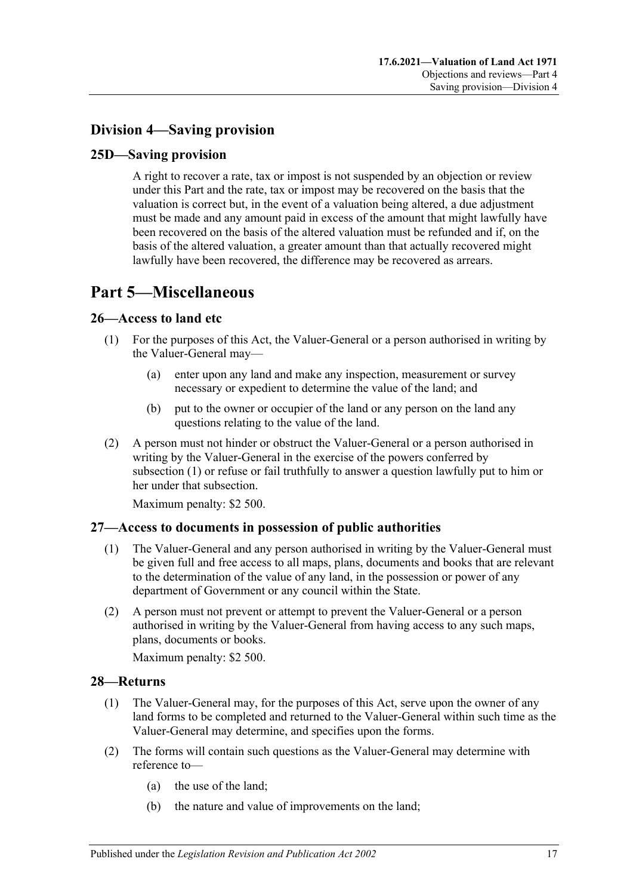## Division 4—Saving provision

### 25D—Saving provision

A right to recover a rate, tax or impost is not suspended by an objection or review under this Part and the rate, tax or impost may be recovered on the basis that the valuation is correct but, in the event of a valuation being altered, a due adjustment must be made and any amount paid in excess of the amount that might lawfully have been recovered on the basis of the altered valuation must be refunded and if, on the basis of the altered valuation, a greater amount than that actually recovered might lawfully have been recovered, the difference may be recovered as arrears.

# Part 5—Miscellaneous

### 26—Access to land etc

(1) For the purposes of this Act, the Valuer-General or a person authorised in writing by the Valuer-General may—

(a) enter upon any land and make any inspection, measurement or survey necessary or expedient to determine the value of the land; and

(b) put to the owner or occupier of the land or any person on the land any questions relating to the value of the land.

(2) A person must not hinder or obstruct the Valuer-General or a person authorised in writing by the Valuer-General in the exercise of the powers conferred by subsection (1) or refuse or fail truthfully to answer a question lawfully put to him or her under that subsection.

Maximum penalty: $2 500.

### 27—Access to documents in possession of public authorities

(1) The Valuer-General and any person authorised in writing by the Valuer-General must be given full and free access to all maps, plans, documents and books that are relevant to the determination of the value of any land, in the possession or power of any department of Government or any council within the State.

(2) A person must not prevent or attempt to prevent the Valuer-General or a person authorised in writing by the Valuer-General from having access to any such maps, plans, documents or books.

Maximum penalty: $2 500.

### 28—Returns

(1) The Valuer-General may, for the purposes of this Act, serve upon the owner of any land forms to be completed and returned to the Valuer-General within such time as the Valuer-General may determine, and specifies upon the forms.

(2) The forms will contain such questions as the Valuer-General may determine with reference to—

(a) the use of the land;

(b) the nature and value of improvements on the land;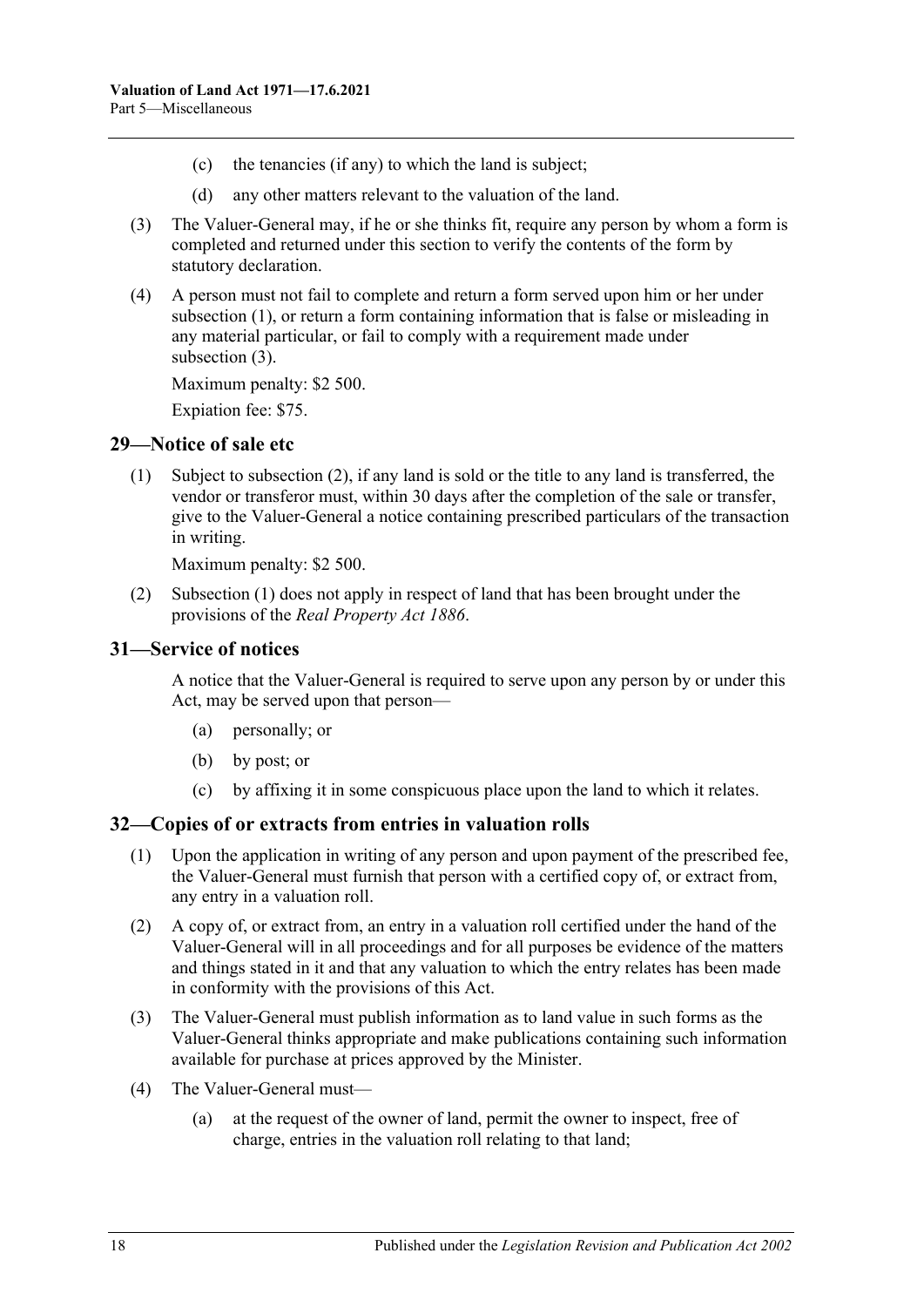(c) the tenancies (if any) to which the land is subject;

(d) any other matters relevant to the valuation of the land.

(3) The Valuer-General may, if he or she thinks fit, require any person by whom a form is completed and returned under this section to verify the contents of the form by statutory declaration.

(4) A person must not fail to complete and return a form served upon him or her under subsection (1), or return a form containing information that is false or misleading in any material particular, or fail to comply with a requirement made under subsection (3).

Maximum penalty: $2 500.

Expiation fee: $75.

## 29—Notice of sale etc

(1) Subject to subsection (2), if any land is sold or the title to any land is transferred, the vendor or transferor must, within 30 days after the completion of the sale or transfer, give to the Valuer-General a notice containing prescribed particulars of the transaction in writing.

Maximum penalty: $2 500.

(2) Subsection (1) does not apply in respect of land that has been brought under the provisions of the *Real Property Act 1886*.

## 31—Service of notices

A notice that the Valuer-General is required to serve upon any person by or under this Act, may be served upon that person—

(a) personally; or

(b) by post; or

(c) by affixing it in some conspicuous place upon the land to which it relates.

## 32—Copies of or extracts from entries in valuation rolls

(1) Upon the application in writing of any person and upon payment of the prescribed fee, the Valuer-General must furnish that person with a certified copy of, or extract from, any entry in a valuation roll.

(2) A copy of, or extract from, an entry in a valuation roll certified under the hand of the Valuer-General will in all proceedings and for all purposes be evidence of the matters and things stated in it and that any valuation to which the entry relates has been made in conformity with the provisions of this Act.

(3) The Valuer-General must publish information as to land value in such forms as the Valuer-General thinks appropriate and make publications containing such information available for purchase at prices approved by the Minister.

(4) The Valuer-General must—

(a) at the request of the owner of land, permit the owner to inspect, free of charge, entries in the valuation roll relating to that land;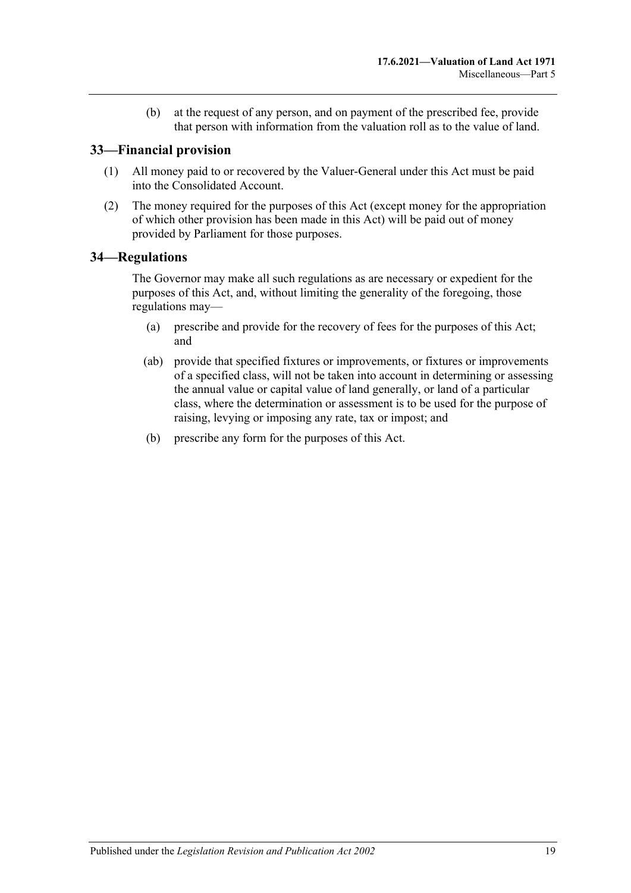(b) at the request of any person, and on payment of the prescribed fee, provide that person with information from the valuation roll as to the value of land.

## 33—Financial provision

(1) All money paid to or recovered by the Valuer-General under this Act must be paid into the Consolidated Account.

(2) The money required for the purposes of this Act (except money for the appropriation of which other provision has been made in this Act) will be paid out of money provided by Parliament for those purposes.

## 34—Regulations

The Governor may make all such regulations as are necessary or expedient for the purposes of this Act, and, without limiting the generality of the foregoing, those regulations may—

(a) prescribe and provide for the recovery of fees for the purposes of this Act; and

(ab) provide that specified fixtures or improvements, or fixtures or improvements of a specified class, will not be taken into account in determining or assessing the annual value or capital value of land generally, or land of a particular class, where the determination or assessment is to be used for the purpose of raising, levying or imposing any rate, tax or impost; and

(b) prescribe any form for the purposes of this Act.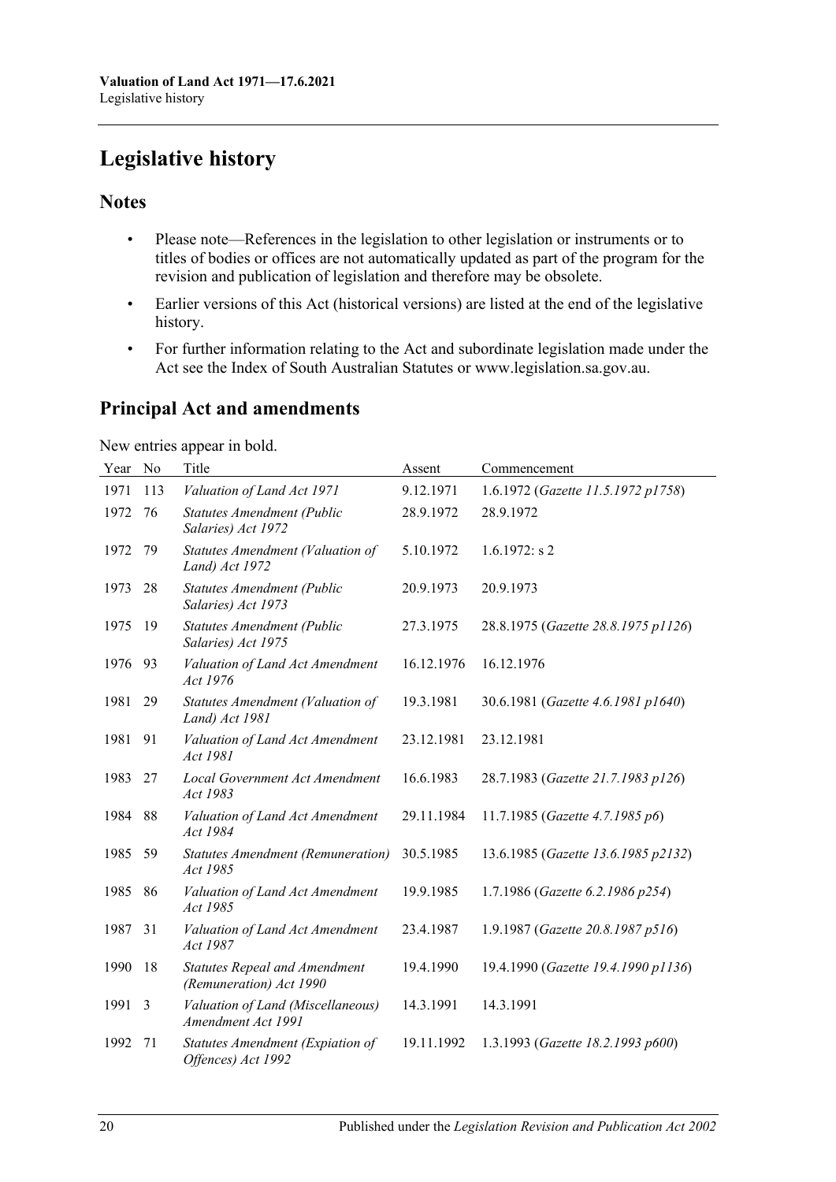# Legislative history

## Notes

- Please note—References in the legislation to other legislation or instruments or to titles of bodies or offices are not automatically updated as part of the program for the revision and publication of legislation and therefore may be obsolete.
- Earlier versions of this Act (historical versions) are listed at the end of the legislative history.
- For further information relating to the Act and subordinate legislation made under the Act see the Index of South Australian Statutes or www.legislation.sa.gov.au.

## Principal Act and amendments

New entries appear in bold.

| Year | No | Title | Assent | Commencement |
|---|---|---|---|---|
| 1971 | 113 | *Valuation of Land Act 1971* | 9.12.1971 | 1.6.1972 (*Gazette 11.5.1972 p1758*) |
| 1972 | 76 | *Statutes Amendment (Public Salaries) Act 1972* | 28.9.1972 | 28.9.1972 |
| 1972 | 79 | *Statutes Amendment (Valuation of Land) Act 1972* | 5.10.1972 | 1.6.1972: s 2 |
| 1973 | 28 | *Statutes Amendment (Public Salaries) Act 1973* | 20.9.1973 | 20.9.1973 |
| 1975 | 19 | *Statutes Amendment (Public Salaries) Act 1975* | 27.3.1975 | 28.8.1975 (*Gazette 28.8.1975 p1126*) |
| 1976 | 93 | *Valuation of Land Act Amendment Act 1976* | 16.12.1976 | 16.12.1976 |
| 1981 | 29 | *Statutes Amendment (Valuation of Land) Act 1981* | 19.3.1981 | 30.6.1981 (*Gazette 4.6.1981 p1640*) |
| 1981 | 91 | *Valuation of Land Act Amendment Act 1981* | 23.12.1981 | 23.12.1981 |
| 1983 | 27 | *Local Government Act Amendment Act 1983* | 16.6.1983 | 28.7.1983 (*Gazette 21.7.1983 p126*) |
| 1984 | 88 | *Valuation of Land Act Amendment Act 1984* | 29.11.1984 | 11.7.1985 (*Gazette 4.7.1985 p6*) |
| 1985 | 59 | *Statutes Amendment (Remuneration) Act 1985* | 30.5.1985 | 13.6.1985 (*Gazette 13.6.1985 p2132*) |
| 1985 | 86 | *Valuation of Land Act Amendment Act 1985* | 19.9.1985 | 1.7.1986 (*Gazette 6.2.1986 p254*) |
| 1987 | 31 | *Valuation of Land Act Amendment Act 1987* | 23.4.1987 | 1.9.1987 (*Gazette 20.8.1987 p516*) |
| 1990 | 18 | *Statutes Repeal and Amendment (Remuneration) Act 1990* | 19.4.1990 | 19.4.1990 (*Gazette 19.4.1990 p1136*) |
| 1991 | 3 | *Valuation of Land (Miscellaneous) Amendment Act 1991* | 14.3.1991 | 14.3.1991 |
| 1992 | 71 | *Statutes Amendment (Expiation of Offences) Act 1992* | 19.11.1992 | 1.3.1993 (*Gazette 18.2.1993 p600*) |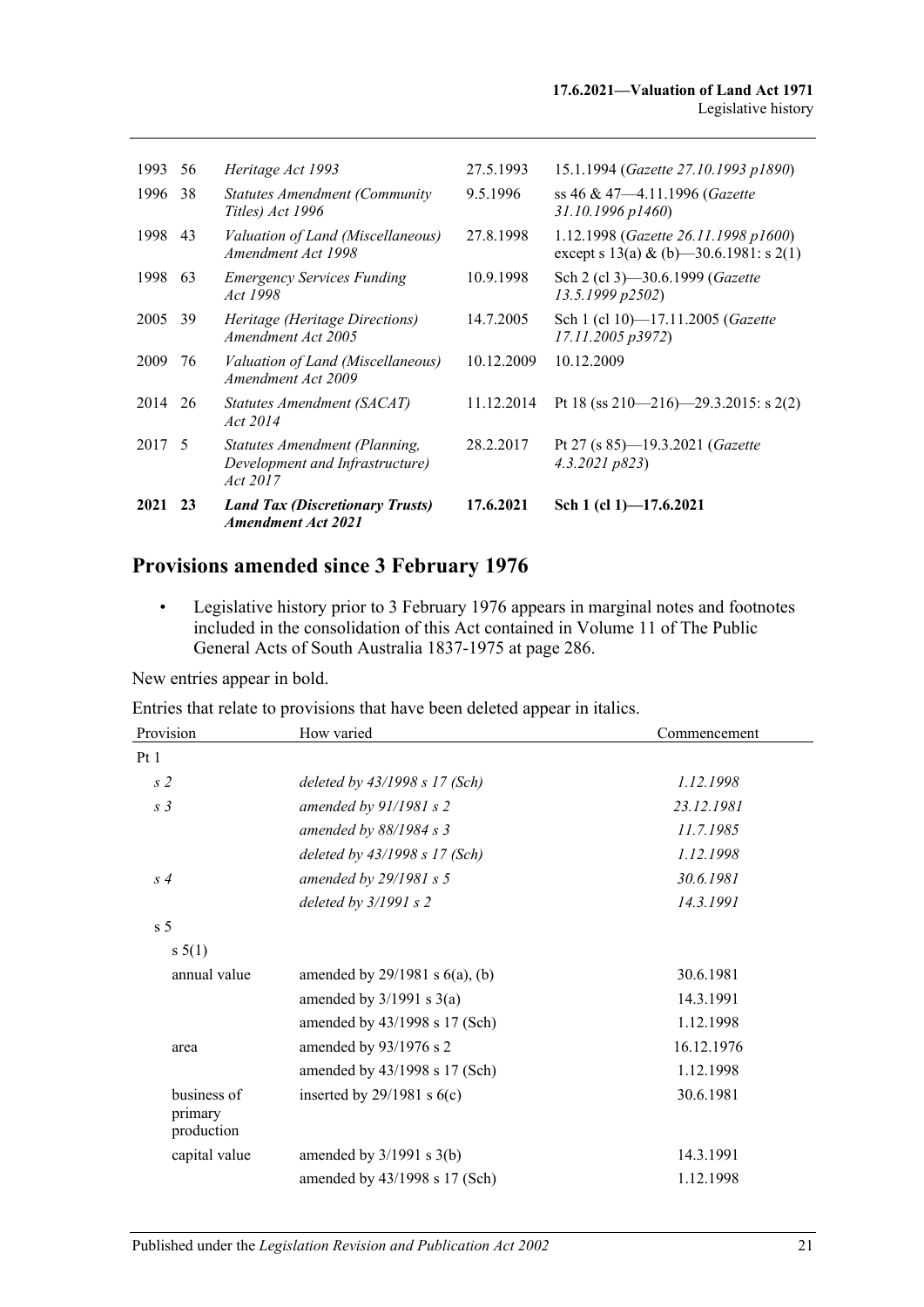| | | | | |
|---|---|---|---|---|
| 1993 | 56 | *Heritage Act 1993* | 27.5.1993 | 15.1.1994 (*Gazette 27.10.1993 p1890*) |
| 1996 | 38 | *Statutes Amendment (Community Titles) Act 1996* | 9.5.1996 | ss 46 & 47—4.11.1996 (*Gazette 31.10.1996 p1460*) |
| 1998 | 43 | *Valuation of Land (Miscellaneous) Amendment Act 1998* | 27.8.1998 | 1.12.1998 (*Gazette 26.11.1998 p1600*) except s 13(a) & (b)—30.6.1981: s 2(1) |
| 1998 | 63 | *Emergency Services Funding Act 1998* | 10.9.1998 | Sch 2 (cl 3)—30.6.1999 (*Gazette 13.5.1999 p2502*) |
| 2005 | 39 | *Heritage (Heritage Directions) Amendment Act 2005* | 14.7.2005 | Sch 1 (cl 10)—17.11.2005 (*Gazette 17.11.2005 p3972*) |
| 2009 | 76 | *Valuation of Land (Miscellaneous) Amendment Act 2009* | 10.12.2009 | 10.12.2009 |
| 2014 | 26 | *Statutes Amendment (SACAT) Act 2014* | 11.12.2014 | Pt 18 (ss 210—216)—29.3.2015: s 2(2) |
| 2017 | 5 | *Statutes Amendment (Planning, Development and Infrastructure) Act 2017* | 28.2.2017 | Pt 27 (s 85)—19.3.2021 (*Gazette 4.3.2021 p823*) |
| **2021** | **23** | ***Land Tax (Discretionary Trusts) Amendment Act 2021*** | **17.6.2021** | **Sch 1 (cl 1)—17.6.2021** |

## Provisions amended since 3 February 1976

- Legislative history prior to 3 February 1976 appears in marginal notes and footnotes included in the consolidation of this Act contained in Volume 11 of The Public General Acts of South Australia 1837-1975 at page 286.

New entries appear in bold.

Entries that relate to provisions that have been deleted appear in italics.

| Provision | How varied | Commencement |
|---|---|---|
| Pt 1 | | |
| *s 2* | *deleted by 43/1998 s 17 (Sch)* | *1.12.1998* |
| *s 3* | *amended by 91/1981 s 2* | *23.12.1981* |
| | *amended by 88/1984 s 3* | *11.7.1985* |
| | *deleted by 43/1998 s 17 (Sch)* | *1.12.1998* |
| *s 4* | *amended by 29/1981 s 5* | *30.6.1981* |
| | *deleted by 3/1991 s 2* | *14.3.1991* |
| s 5 | | |
| s 5(1) | | |
| annual value | amended by 29/1981 s 6(a), (b) | 30.6.1981 |
| | amended by 3/1991 s 3(a) | 14.3.1991 |
| | amended by 43/1998 s 17 (Sch) | 1.12.1998 |
| area | amended by 93/1976 s 2 | 16.12.1976 |
| | amended by 43/1998 s 17 (Sch) | 1.12.1998 |
| business of primary production | inserted by 29/1981 s 6(c) | 30.6.1981 |
| capital value | amended by 3/1991 s 3(b) | 14.3.1991 |
| | amended by 43/1998 s 17 (Sch) | 1.12.1998 |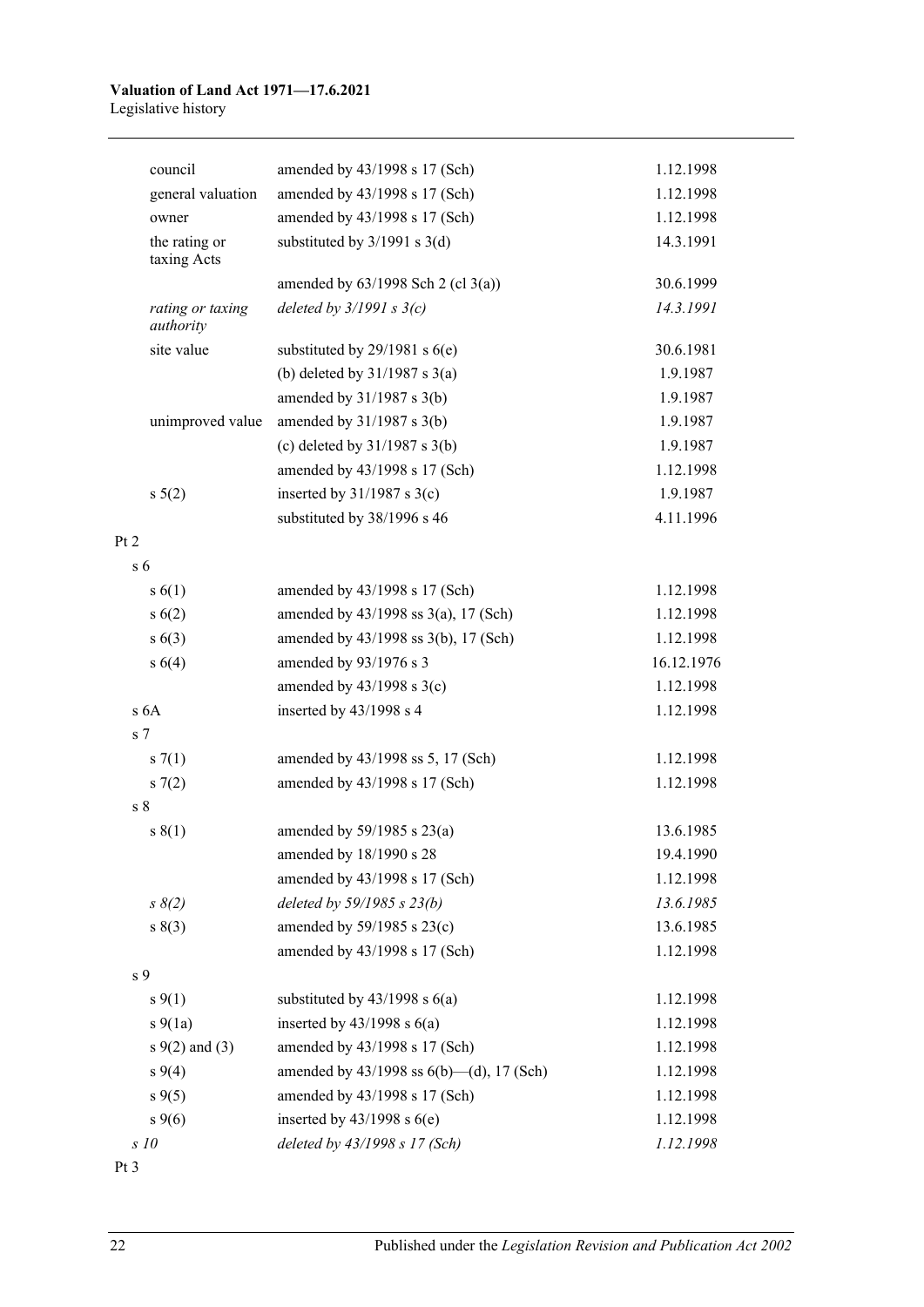| | | |
|---|---|---|
| council | amended by 43/1998 s 17 (Sch) | 1.12.1998 |
| general valuation | amended by 43/1998 s 17 (Sch) | 1.12.1998 |
| owner | amended by 43/1998 s 17 (Sch) | 1.12.1998 |
| the rating or taxing Acts | substituted by 3/1991 s 3(d) | 14.3.1991 |
| | amended by 63/1998 Sch 2 (cl 3(a)) | 30.6.1999 |
| *rating or taxing authority* | *deleted by 3/1991 s 3(c)* | *14.3.1991* |
| site value | substituted by 29/1981 s 6(e) | 30.6.1981 |
| | (b) deleted by 31/1987 s 3(a) | 1.9.1987 |
| | amended by 31/1987 s 3(b) | 1.9.1987 |
| unimproved value | amended by 31/1987 s 3(b) | 1.9.1987 |
| | (c) deleted by 31/1987 s 3(b) | 1.9.1987 |
| | amended by 43/1998 s 17 (Sch) | 1.12.1998 |
| s 5(2) | inserted by 31/1987 s 3(c) | 1.9.1987 |
| | substituted by 38/1996 s 46 | 4.11.1996 |
| Pt 2 | | |
| s 6 | | |
| s 6(1) | amended by 43/1998 s 17 (Sch) | 1.12.1998 |
| s 6(2) | amended by 43/1998 ss 3(a), 17 (Sch) | 1.12.1998 |
| s 6(3) | amended by 43/1998 ss 3(b), 17 (Sch) | 1.12.1998 |
| s 6(4) | amended by 93/1976 s 3 | 16.12.1976 |
| | amended by 43/1998 s 3(c) | 1.12.1998 |
| s 6A | inserted by 43/1998 s 4 | 1.12.1998 |
| s 7 | | |
| s 7(1) | amended by 43/1998 ss 5, 17 (Sch) | 1.12.1998 |
| s 7(2) | amended by 43/1998 s 17 (Sch) | 1.12.1998 |
| s 8 | | |
| s 8(1) | amended by 59/1985 s 23(a) | 13.6.1985 |
| | amended by 18/1990 s 28 | 19.4.1990 |
| | amended by 43/1998 s 17 (Sch) | 1.12.1998 |
| *s 8(2)* | *deleted by 59/1985 s 23(b)* | *13.6.1985* |
| s 8(3) | amended by 59/1985 s 23(c) | 13.6.1985 |
| | amended by 43/1998 s 17 (Sch) | 1.12.1998 |
| s 9 | | |
| s 9(1) | substituted by 43/1998 s 6(a) | 1.12.1998 |
| s 9(1a) | inserted by 43/1998 s 6(a) | 1.12.1998 |
| s 9(2) and (3) | amended by 43/1998 s 17 (Sch) | 1.12.1998 |
| s 9(4) | amended by 43/1998 ss 6(b)—(d), 17 (Sch) | 1.12.1998 |
| s 9(5) | amended by 43/1998 s 17 (Sch) | 1.12.1998 |
| s 9(6) | inserted by 43/1998 s 6(e) | 1.12.1998 |
| *s 10* | *deleted by 43/1998 s 17 (Sch)* | *1.12.1998* |
| Pt 3 | | |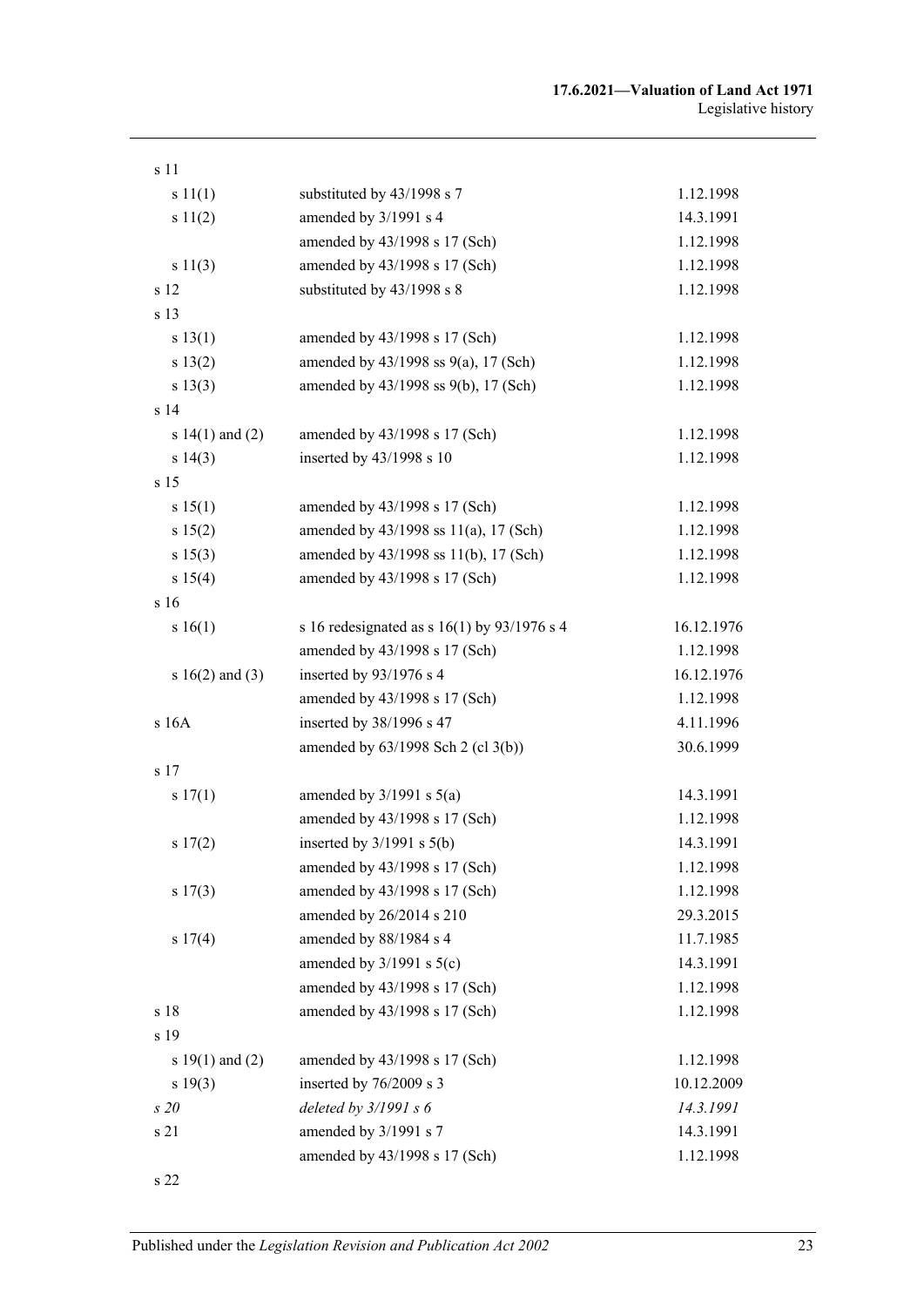| | | |
|---|---|---|
| s 11 | | |
| s 11(1) | substituted by 43/1998 s 7 | 1.12.1998 |
| s 11(2) | amended by 3/1991 s 4 | 14.3.1991 |
| | amended by 43/1998 s 17 (Sch) | 1.12.1998 |
| s 11(3) | amended by 43/1998 s 17 (Sch) | 1.12.1998 |
| s 12 | substituted by 43/1998 s 8 | 1.12.1998 |
| s 13 | | |
| s 13(1) | amended by 43/1998 s 17 (Sch) | 1.12.1998 |
| s 13(2) | amended by 43/1998 ss 9(a), 17 (Sch) | 1.12.1998 |
| s 13(3) | amended by 43/1998 ss 9(b), 17 (Sch) | 1.12.1998 |
| s 14 | | |
| s 14(1) and (2) | amended by 43/1998 s 17 (Sch) | 1.12.1998 |
| s 14(3) | inserted by 43/1998 s 10 | 1.12.1998 |
| s 15 | | |
| s 15(1) | amended by 43/1998 s 17 (Sch) | 1.12.1998 |
| s 15(2) | amended by 43/1998 ss 11(a), 17 (Sch) | 1.12.1998 |
| s 15(3) | amended by 43/1998 ss 11(b), 17 (Sch) | 1.12.1998 |
| s 15(4) | amended by 43/1998 s 17 (Sch) | 1.12.1998 |
| s 16 | | |
| s 16(1) | s 16 redesignated as s 16(1) by 93/1976 s 4 | 16.12.1976 |
| | amended by 43/1998 s 17 (Sch) | 1.12.1998 |
| s 16(2) and (3) | inserted by 93/1976 s 4 | 16.12.1976 |
| | amended by 43/1998 s 17 (Sch) | 1.12.1998 |
| s 16A | inserted by 38/1996 s 47 | 4.11.1996 |
| | amended by 63/1998 Sch 2 (cl 3(b)) | 30.6.1999 |
| s 17 | | |
| s 17(1) | amended by 3/1991 s 5(a) | 14.3.1991 |
| | amended by 43/1998 s 17 (Sch) | 1.12.1998 |
| s 17(2) | inserted by 3/1991 s 5(b) | 14.3.1991 |
| | amended by 43/1998 s 17 (Sch) | 1.12.1998 |
| s 17(3) | amended by 43/1998 s 17 (Sch) | 1.12.1998 |
| | amended by 26/2014 s 210 | 29.3.2015 |
| s 17(4) | amended by 88/1984 s 4 | 11.7.1985 |
| | amended by 3/1991 s 5(c) | 14.3.1991 |
| | amended by 43/1998 s 17 (Sch) | 1.12.1998 |
| s 18 | amended by 43/1998 s 17 (Sch) | 1.12.1998 |
| s 19 | | |
| s 19(1) and (2) | amended by 43/1998 s 17 (Sch) | 1.12.1998 |
| s 19(3) | inserted by 76/2009 s 3 | 10.12.2009 |
| *s 20* | *deleted by 3/1991 s 6* | *14.3.1991* |
| s 21 | amended by 3/1991 s 7 | 14.3.1991 |
| | amended by 43/1998 s 17 (Sch) | 1.12.1998 |
| s 22 | | |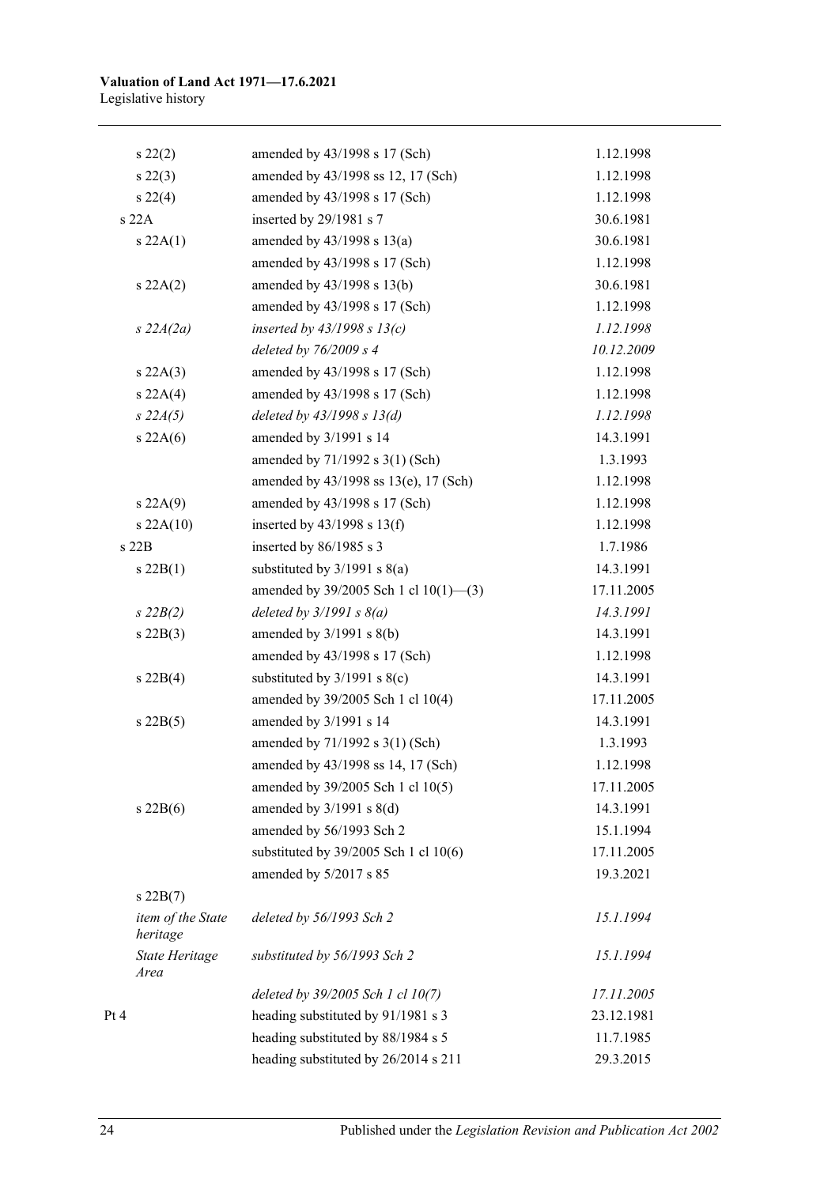| | | |
|---|---|---|
| s 22(2) | amended by 43/1998 s 17 (Sch) | 1.12.1998 |
| s 22(3) | amended by 43/1998 ss 12, 17 (Sch) | 1.12.1998 |
| s 22(4) | amended by 43/1998 s 17 (Sch) | 1.12.1998 |
| s 22A | inserted by 29/1981 s 7 | 30.6.1981 |
| s 22A(1) | amended by 43/1998 s 13(a) | 30.6.1981 |
| | amended by 43/1998 s 17 (Sch) | 1.12.1998 |
| s 22A(2) | amended by 43/1998 s 13(b) | 30.6.1981 |
| | amended by 43/1998 s 17 (Sch) | 1.12.1998 |
| *s 22A(2a)* | *inserted by 43/1998 s 13(c)* | *1.12.1998* |
| | *deleted by 76/2009 s 4* | *10.12.2009* |
| s 22A(3) | amended by 43/1998 s 17 (Sch) | 1.12.1998 |
| s 22A(4) | amended by 43/1998 s 17 (Sch) | 1.12.1998 |
| *s 22A(5)* | *deleted by 43/1998 s 13(d)* | *1.12.1998* |
| s 22A(6) | amended by 3/1991 s 14 | 14.3.1991 |
| | amended by 71/1992 s 3(1) (Sch) | 1.3.1993 |
| | amended by 43/1998 ss 13(e), 17 (Sch) | 1.12.1998 |
| s 22A(9) | amended by 43/1998 s 17 (Sch) | 1.12.1998 |
| s 22A(10) | inserted by 43/1998 s 13(f) | 1.12.1998 |
| s 22B | inserted by 86/1985 s 3 | 1.7.1986 |
| s 22B(1) | substituted by 3/1991 s 8(a) | 14.3.1991 |
| | amended by 39/2005 Sch 1 cl 10(1)—(3) | 17.11.2005 |
| *s 22B(2)* | *deleted by 3/1991 s 8(a)* | *14.3.1991* |
| s 22B(3) | amended by 3/1991 s 8(b) | 14.3.1991 |
| | amended by 43/1998 s 17 (Sch) | 1.12.1998 |
| s 22B(4) | substituted by 3/1991 s 8(c) | 14.3.1991 |
| | amended by 39/2005 Sch 1 cl 10(4) | 17.11.2005 |
| s 22B(5) | amended by 3/1991 s 14 | 14.3.1991 |
| | amended by 71/1992 s 3(1) (Sch) | 1.3.1993 |
| | amended by 43/1998 ss 14, 17 (Sch) | 1.12.1998 |
| | amended by 39/2005 Sch 1 cl 10(5) | 17.11.2005 |
| s 22B(6) | amended by 3/1991 s 8(d) | 14.3.1991 |
| | amended by 56/1993 Sch 2 | 15.1.1994 |
| | substituted by 39/2005 Sch 1 cl 10(6) | 17.11.2005 |
| | amended by 5/2017 s 85 | 19.3.2021 |
| s 22B(7) | | |
| *item of the State heritage* | *deleted by 56/1993 Sch 2* | *15.1.1994* |
| *State Heritage Area* | *substituted by 56/1993 Sch 2* | *15.1.1994* |
| | *deleted by 39/2005 Sch 1 cl 10(7)* | *17.11.2005* |
| Pt 4 | heading substituted by 91/1981 s 3 | 23.12.1981 |
| | heading substituted by 88/1984 s 5 | 11.7.1985 |
| | heading substituted by 26/2014 s 211 | 29.3.2015 |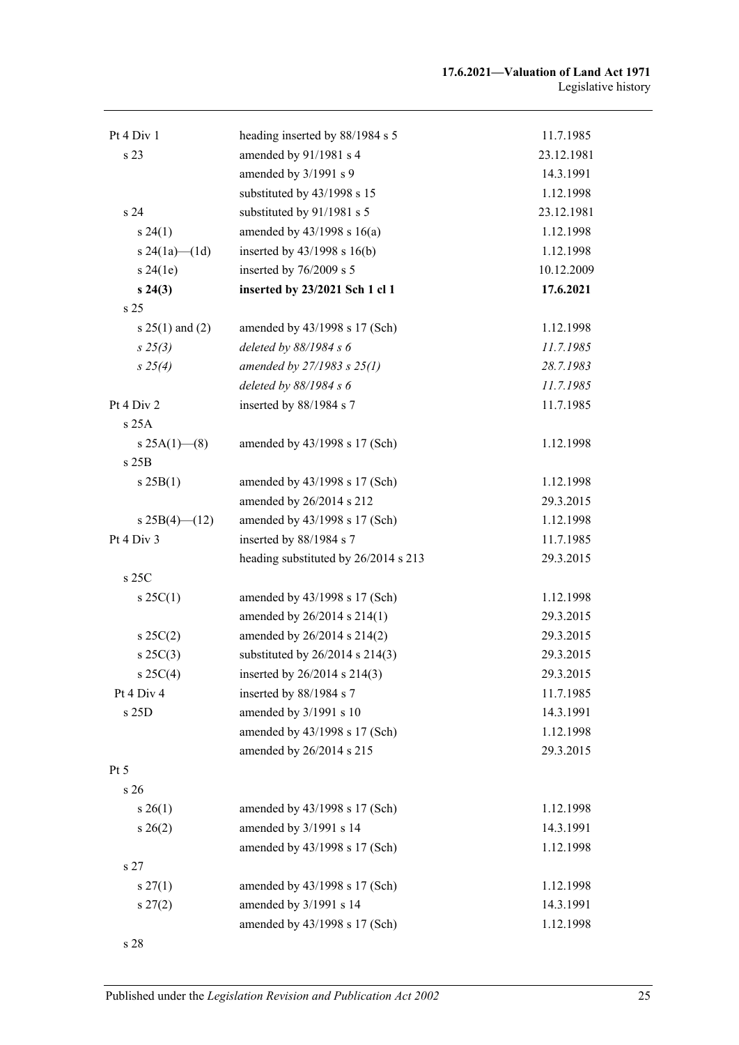| | | |
|---|---|---|
| Pt 4 Div 1 | heading inserted by 88/1984 s 5 | 11.7.1985 |
| s 23 | amended by 91/1981 s 4 | 23.12.1981 |
| | amended by 3/1991 s 9 | 14.3.1991 |
| | substituted by 43/1998 s 15 | 1.12.1998 |
| s 24 | substituted by 91/1981 s 5 | 23.12.1981 |
| s 24(1) | amended by 43/1998 s 16(a) | 1.12.1998 |
| s 24(1a)—(1d) | inserted by 43/1998 s 16(b) | 1.12.1998 |
| s 24(1e) | inserted by 76/2009 s 5 | 10.12.2009 |
| **s 24(3)** | **inserted by 23/2021 Sch 1 cl 1** | **17.6.2021** |
| s 25 | | |
| s 25(1) and (2) | amended by 43/1998 s 17 (Sch) | 1.12.1998 |
| *s 25(3)* | *deleted by 88/1984 s 6* | *11.7.1985* |
| *s 25(4)* | *amended by 27/1983 s 25(1)* | *28.7.1983* |
| | *deleted by 88/1984 s 6* | *11.7.1985* |
| Pt 4 Div 2 | inserted by 88/1984 s 7 | 11.7.1985 |
| s 25A | | |
| s 25A(1)—(8) | amended by 43/1998 s 17 (Sch) | 1.12.1998 |
| s 25B | | |
| s 25B(1) | amended by 43/1998 s 17 (Sch) | 1.12.1998 |
| | amended by 26/2014 s 212 | 29.3.2015 |
| s 25B(4)—(12) | amended by 43/1998 s 17 (Sch) | 1.12.1998 |
| Pt 4 Div 3 | inserted by 88/1984 s 7 | 11.7.1985 |
| | heading substituted by 26/2014 s 213 | 29.3.2015 |
| s 25C | | |
| s 25C(1) | amended by 43/1998 s 17 (Sch) | 1.12.1998 |
| | amended by 26/2014 s 214(1) | 29.3.2015 |
| s 25C(2) | amended by 26/2014 s 214(2) | 29.3.2015 |
| s 25C(3) | substituted by 26/2014 s 214(3) | 29.3.2015 |
| s 25C(4) | inserted by 26/2014 s 214(3) | 29.3.2015 |
| Pt 4 Div 4 | inserted by 88/1984 s 7 | 11.7.1985 |
| s 25D | amended by 3/1991 s 10 | 14.3.1991 |
| | amended by 43/1998 s 17 (Sch) | 1.12.1998 |
| | amended by 26/2014 s 215 | 29.3.2015 |
| Pt 5 | | |
| s 26 | | |
| s 26(1) | amended by 43/1998 s 17 (Sch) | 1.12.1998 |
| s 26(2) | amended by 3/1991 s 14 | 14.3.1991 |
| | amended by 43/1998 s 17 (Sch) | 1.12.1998 |
| s 27 | | |
| s 27(1) | amended by 43/1998 s 17 (Sch) | 1.12.1998 |
| s 27(2) | amended by 3/1991 s 14 | 14.3.1991 |
| | amended by 43/1998 s 17 (Sch) | 1.12.1998 |
| s 28 | | |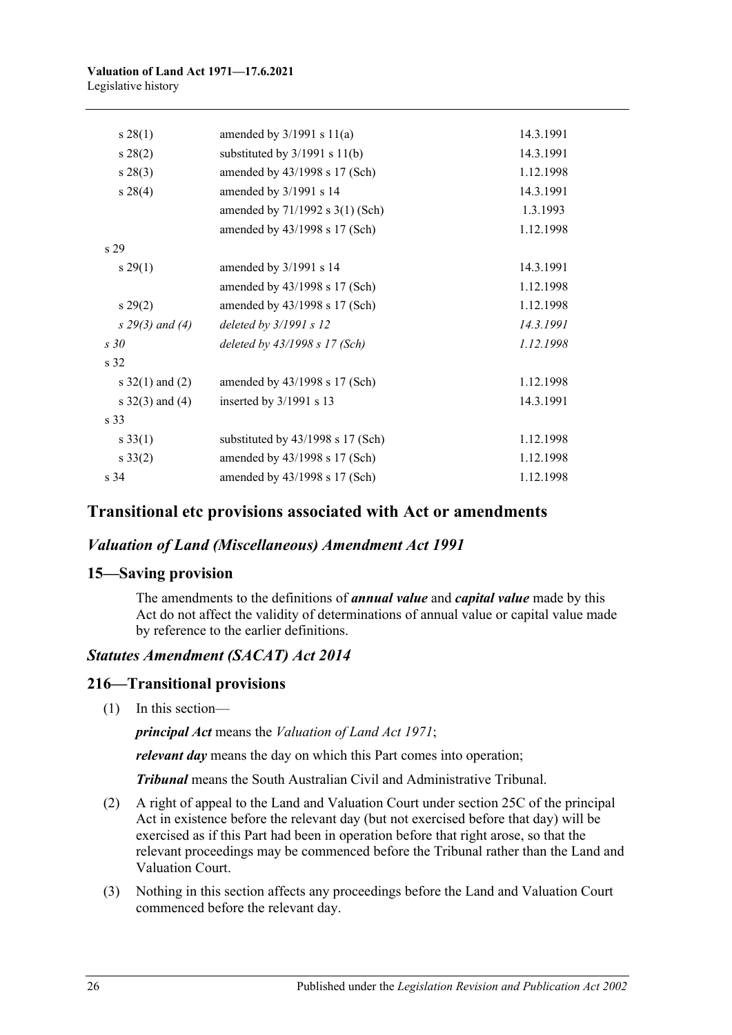| | | |
|---|---|---|
| s 28(1) | amended by 3/1991 s 11(a) | 14.3.1991 |
| s 28(2) | substituted by 3/1991 s 11(b) | 14.3.1991 |
| s 28(3) | amended by 43/1998 s 17 (Sch) | 1.12.1998 |
| s 28(4) | amended by 3/1991 s 14 | 14.3.1991 |
| | amended by 71/1992 s 3(1) (Sch) | 1.3.1993 |
| | amended by 43/1998 s 17 (Sch) | 1.12.1998 |
| s 29 | | |
| s 29(1) | amended by 3/1991 s 14 | 14.3.1991 |
| | amended by 43/1998 s 17 (Sch) | 1.12.1998 |
| s 29(2) | amended by 43/1998 s 17 (Sch) | 1.12.1998 |
| *s 29(3) and (4)* | *deleted by 3/1991 s 12* | *14.3.1991* |
| *s 30* | *deleted by 43/1998 s 17 (Sch)* | *1.12.1998* |
| s 32 | | |
| s 32(1) and (2) | amended by 43/1998 s 17 (Sch) | 1.12.1998 |
| s 32(3) and (4) | inserted by 3/1991 s 13 | 14.3.1991 |
| s 33 | | |
| s 33(1) | substituted by 43/1998 s 17 (Sch) | 1.12.1998 |
| s 33(2) | amended by 43/1998 s 17 (Sch) | 1.12.1998 |
| s 34 | amended by 43/1998 s 17 (Sch) | 1.12.1998 |

## Transitional etc provisions associated with Act or amendments

### *Valuation of Land (Miscellaneous) Amendment Act 1991*

### 15—Saving provision

The amendments to the definitions of ***annual value*** and ***capital value*** made by this Act do not affect the validity of determinations of annual value or capital value made by reference to the earlier definitions.

### *Statutes Amendment (SACAT) Act 2014*

### 216—Transitional provisions

(1) In this section—

***principal Act*** means the *Valuation of Land Act 1971*;

***relevant day*** means the day on which this Part comes into operation;

***Tribunal*** means the South Australian Civil and Administrative Tribunal.

(2) A right of appeal to the Land and Valuation Court under section 25C of the principal Act in existence before the relevant day (but not exercised before that day) will be exercised as if this Part had been in operation before that right arose, so that the relevant proceedings may be commenced before the Tribunal rather than the Land and Valuation Court.

(3) Nothing in this section affects any proceedings before the Land and Valuation Court commenced before the relevant day.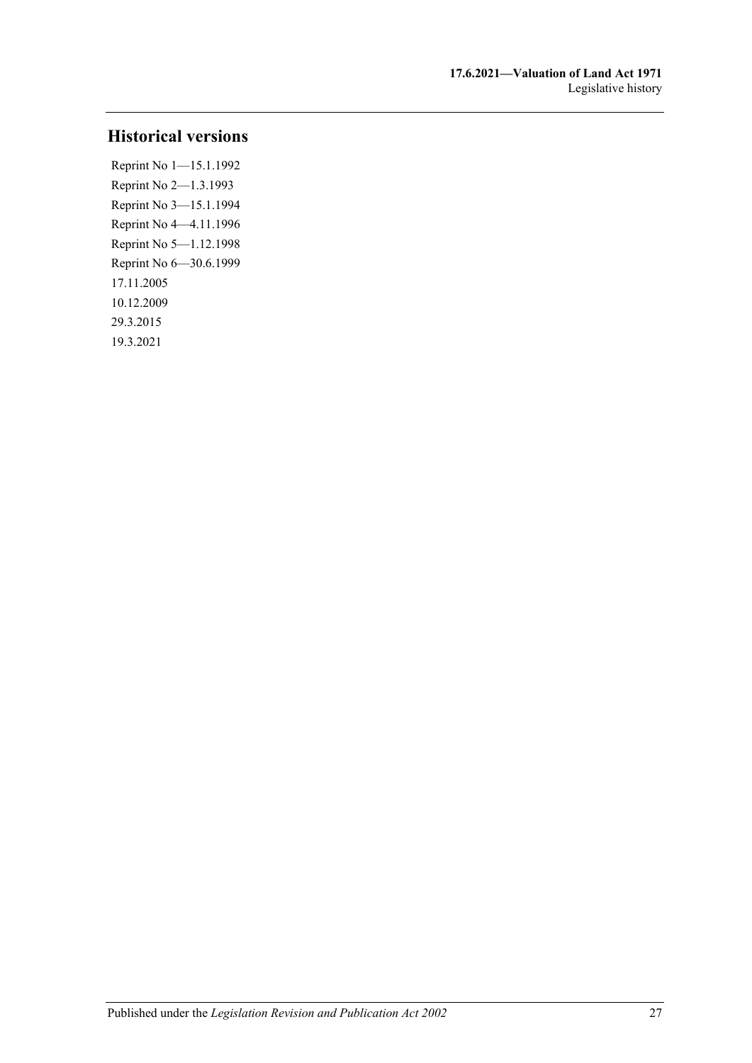## Historical versions

Reprint No 1—15.1.1992

Reprint No 2—1.3.1993

Reprint No 3—15.1.1994

Reprint No 4—4.11.1996

Reprint No 5—1.12.1998

Reprint No 6—30.6.1999

17.11.2005

10.12.2009

29.3.2015

19.3.2021